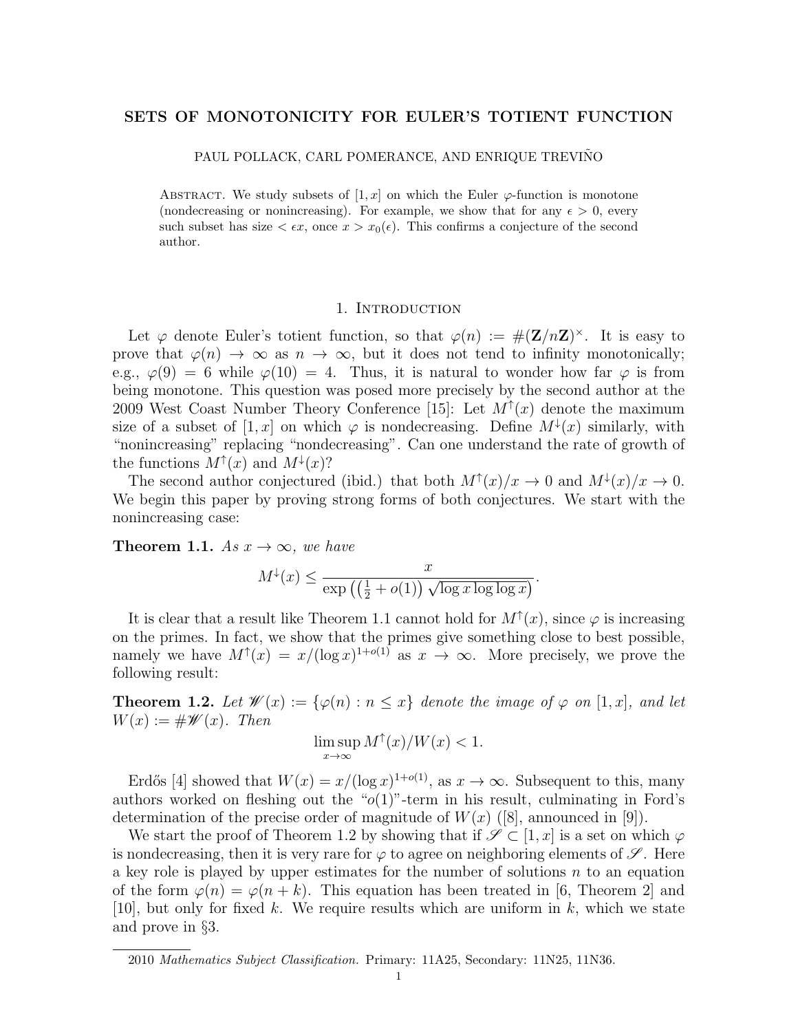# SETS OF MONOTONICITY FOR EULER'S TOTIENT FUNCTION

PAUL POLLACK, CARL POMERANCE, AND ENRIQUE TREVIÑO

Abstract. We study subsets of $[1, x]$ on which the Euler $\varphi$-function is monotone (nondecreasing or nonincreasing). For example, we show that for any $\epsilon > 0$, every such subset has size $< \epsilon x$, once $x > x_0(\epsilon)$. This confirms a conjecture of the second author.

## 1. Introduction

Let $\varphi$ denote Euler's totient function, so that $\varphi(n) := \#(\mathbf{Z}/n\mathbf{Z})^\times$. It is easy to prove that $\varphi(n) \to \infty$ as $n \to \infty$, but it does not tend to infinity monotonically; e.g., $\varphi(9) = 6$ while $\varphi(10) = 4$. Thus, it is natural to wonder how far $\varphi$ is from being monotone. This question was posed more precisely by the second author at the 2009 West Coast Number Theory Conference [15]: Let $M^\uparrow(x)$ denote the maximum size of a subset of $[1, x]$ on which $\varphi$ is nondecreasing. Define $M^\downarrow(x)$ similarly, with "nonincreasing" replacing "nondecreasing". Can one understand the rate of growth of the functions $M^\uparrow(x)$ and $M^\downarrow(x)$?

The second author conjectured (ibid.) that both $M^\uparrow(x)/x \to 0$ and $M^\downarrow(x)/x \to 0$. We begin this paper by proving strong forms of both conjectures. We start with the nonincreasing case:

**Theorem 1.1.** *As $x \to \infty$, we have*

$$M^\downarrow(x) \leq \frac{x}{\exp\left(\left(\frac{1}{2} + o(1)\right)\sqrt{\log x \log\log x}\right)}.$$

It is clear that a result like Theorem 1.1 cannot hold for $M^\uparrow(x)$, since $\varphi$ is increasing on the primes. In fact, we show that the primes give something close to best possible, namely we have $M^\uparrow(x) = x/(\log x)^{1+o(1)}$ as $x \to \infty$. More precisely, we prove the following result:

**Theorem 1.2.** *Let $\mathscr{W}(x) := \{\varphi(n) : n \leq x\}$ denote the image of $\varphi$ on $[1, x]$, and let $W(x) := \#\mathscr{W}(x)$. Then*

$$\limsup_{x\to\infty} M^\uparrow(x)/W(x) < 1.$$

Erdős [4] showed that $W(x) = x/(\log x)^{1+o(1)}$, as $x \to \infty$. Subsequent to this, many authors worked on fleshing out the "$o(1)$"-term in his result, culminating in Ford's determination of the precise order of magnitude of $W(x)$ ([8], announced in [9]).

We start the proof of Theorem 1.2 by showing that if $\mathscr{S} \subset [1, x]$ is a set on which $\varphi$ is nondecreasing, then it is very rare for $\varphi$ to agree on neighboring elements of $\mathscr{S}$. Here a key role is played by upper estimates for the number of solutions $n$ to an equation of the form $\varphi(n) = \varphi(n + k)$. This equation has been treated in [6, Theorem 2] and [10], but only for fixed $k$. We require results which are uniform in $k$, which we state and prove in §3.

2010 *Mathematics Subject Classification.* Primary: 11A25, Secondary: 11N25, 11N36.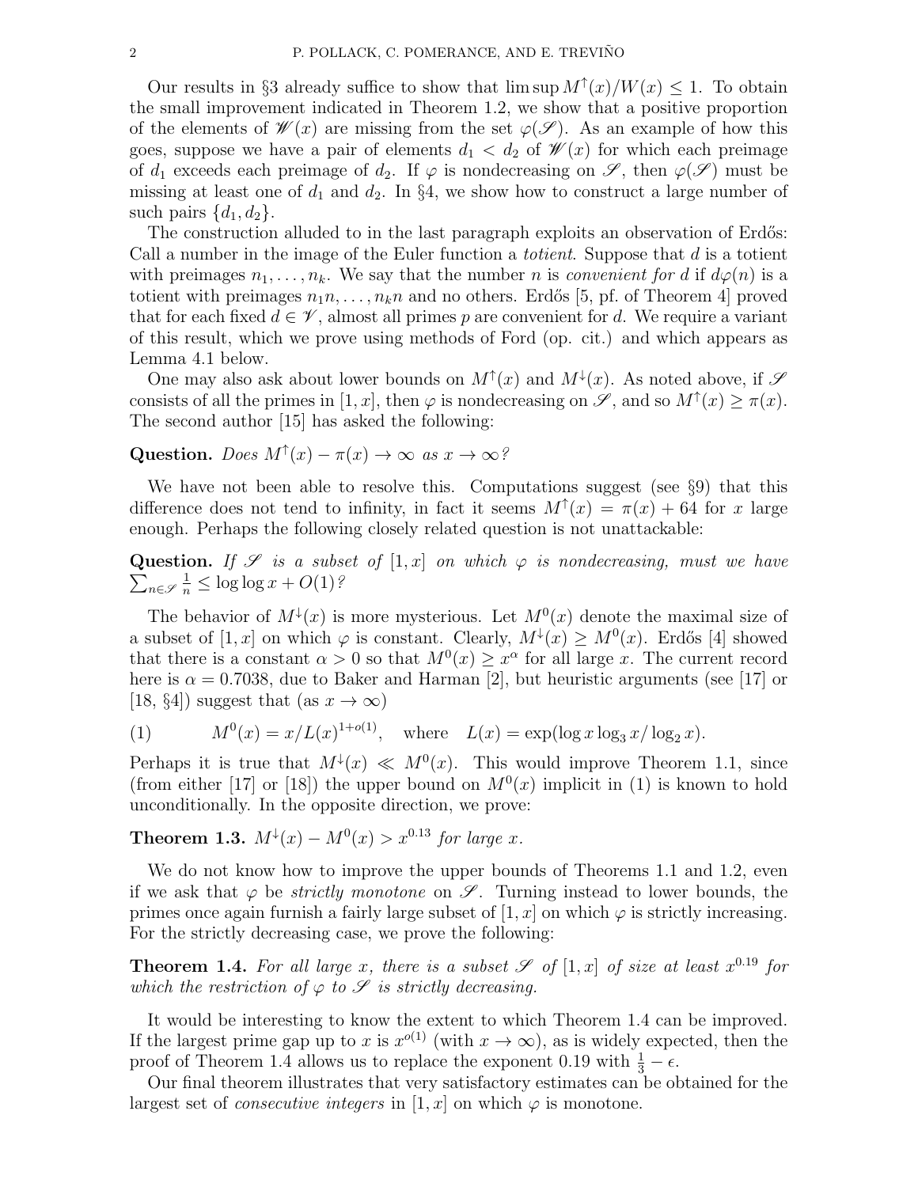Our results in §3 already suffice to show that $\limsup M^{\uparrow}(x)/W(x) \leq 1$. To obtain the small improvement indicated in Theorem 1.2, we show that a positive proportion of the elements of $\mathscr{W}(x)$ are missing from the set $\varphi(\mathscr{S})$. As an example of how this goes, suppose we have a pair of elements $d_1 < d_2$ of $\mathscr{W}(x)$ for which each preimage of $d_1$ exceeds each preimage of $d_2$. If $\varphi$ is nondecreasing on $\mathscr{S}$, then $\varphi(\mathscr{S})$ must be missing at least one of $d_1$ and $d_2$. In §4, we show how to construct a large number of such pairs $\{d_1, d_2\}$.

The construction alluded to in the last paragraph exploits an observation of Erdős: Call a number in the image of the Euler function a *totient*. Suppose that $d$ is a totient with preimages $n_1, \ldots, n_k$. We say that the number $n$ is *convenient for* $d$ if $d\varphi(n)$ is a totient with preimages $n_1 n, \ldots, n_k n$ and no others. Erdős [5, pf. of Theorem 4] proved that for each fixed $d \in \mathscr{V}$, almost all primes $p$ are convenient for $d$. We require a variant of this result, which we prove using methods of Ford (op. cit.) and which appears as Lemma 4.1 below.

One may also ask about lower bounds on $M^{\uparrow}(x)$ and $M^{\downarrow}(x)$. As noted above, if $\mathscr{S}$ consists of all the primes in $[1, x]$, then $\varphi$ is nondecreasing on $\mathscr{S}$, and so $M^{\uparrow}(x) \geq \pi(x)$. The second author [15] has asked the following:

**Question.** *Does $M^{\uparrow}(x) - \pi(x) \to \infty$ as $x \to \infty$?*

We have not been able to resolve this. Computations suggest (see §9) that this difference does not tend to infinity, in fact it seems $M^{\uparrow}(x) = \pi(x) + 64$ for $x$ large enough. Perhaps the following closely related question is not unattackable:

**Question.** *If $\mathscr{S}$ is a subset of $[1, x]$ on which $\varphi$ is nondecreasing, must we have $\sum_{n \in \mathscr{S}} \frac{1}{n} \leq \log\log x + O(1)$?*

The behavior of $M^{\downarrow}(x)$ is more mysterious. Let $M^0(x)$ denote the maximal size of a subset of $[1, x]$ on which $\varphi$ is constant. Clearly, $M^{\downarrow}(x) \geq M^0(x)$. Erdős [4] showed that there is a constant $\alpha > 0$ so that $M^0(x) \geq x^{\alpha}$ for all large $x$. The current record here is $\alpha = 0.7038$, due to Baker and Harman [2], but heuristic arguments (see [17] or [18, §4]) suggest that (as $x \to \infty$)

$$M^0(x) = x/L(x)^{1+o(1)}, \quad \text{where} \quad L(x) = \exp(\log x \log_3 x / \log_2 x). \tag{1}$$

Perhaps it is true that $M^{\downarrow}(x) \ll M^0(x)$. This would improve Theorem 1.1, since (from either [17] or [18]) the upper bound on $M^0(x)$ implicit in (1) is known to hold unconditionally. In the opposite direction, we prove:

**Theorem 1.3.** *$M^{\downarrow}(x) - M^0(x) > x^{0.13}$ for large $x$.*

We do not know how to improve the upper bounds of Theorems 1.1 and 1.2, even if we ask that $\varphi$ be *strictly monotone* on $\mathscr{S}$. Turning instead to lower bounds, the primes once again furnish a fairly large subset of $[1, x]$ on which $\varphi$ is strictly increasing. For the strictly decreasing case, we prove the following:

**Theorem 1.4.** *For all large $x$, there is a subset $\mathscr{S}$ of $[1, x]$ of size at least $x^{0.19}$ for which the restriction of $\varphi$ to $\mathscr{S}$ is strictly decreasing.*

It would be interesting to know the extent to which Theorem 1.4 can be improved. If the largest prime gap up to $x$ is $x^{o(1)}$ (with $x \to \infty$), as is widely expected, then the proof of Theorem 1.4 allows us to replace the exponent 0.19 with $\frac{1}{3} - \epsilon$.

Our final theorem illustrates that very satisfactory estimates can be obtained for the largest set of *consecutive integers* in $[1, x]$ on which $\varphi$ is monotone.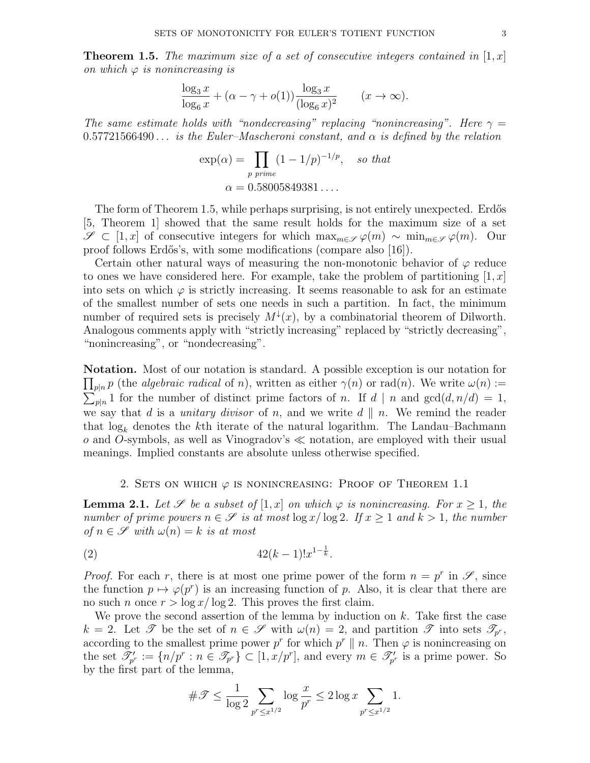**Theorem 1.5.** *The maximum size of a set of consecutive integers contained in $[1,x]$ on which $\varphi$ is nonincreasing is*

$$\frac{\log_3 x}{\log_6 x} + (\alpha - \gamma + o(1))\frac{\log_3 x}{(\log_6 x)^2} \qquad (x \to \infty).$$

*The same estimate holds with "nondecreasing" replacing "nonincreasing". Here $\gamma = 0.57721566490\ldots$ is the Euler–Mascheroni constant, and $\alpha$ is defined by the relation*

$$\exp(\alpha) = \prod_{p \text{ prime}} (1 - 1/p)^{-1/p}, \quad \textit{so that}$$
$$\alpha = 0.58005849381\ldots.$$

The form of Theorem 1.5, while perhaps surprising, is not entirely unexpected. Erdős [5, Theorem 1] showed that the same result holds for the maximum size of a set $\mathscr{S} \subset [1,x]$ of consecutive integers for which $\max_{m \in \mathscr{S}} \varphi(m) \sim \min_{m \in \mathscr{S}} \varphi(m)$. Our proof follows Erdős's, with some modifications (compare also [16]).

Certain other natural ways of measuring the non-monotonic behavior of $\varphi$ reduce to ones we have considered here. For example, take the problem of partitioning $[1,x]$ into sets on which $\varphi$ is strictly increasing. It seems reasonable to ask for an estimate of the smallest number of sets one needs in such a partition. In fact, the minimum number of required sets is precisely $M^{\downarrow}(x)$, by a combinatorial theorem of Dilworth. Analogous comments apply with "strictly increasing" replaced by "strictly decreasing", "nonincreasing", or "nondecreasing".

**Notation.** Most of our notation is standard. A possible exception is our notation for $\prod_{p|n} p$ (the *algebraic radical* of $n$), written as either $\gamma(n)$ or $\mathrm{rad}(n)$. We write $\omega(n) := \sum_{p|n} 1$ for the number of distinct prime factors of $n$. If $d \mid n$ and $\gcd(d, n/d) = 1$, we say that $d$ is a *unitary divisor* of $n$, and we write $d \parallel n$. We remind the reader that $\log_k$ denotes the $k$th iterate of the natural logarithm. The Landau–Bachmann $o$ and $O$-symbols, as well as Vinogradov's $\ll$ notation, are employed with their usual meanings. Implied constants are absolute unless otherwise specified.

## 2. Sets on which $\varphi$ is nonincreasing: Proof of Theorem 1.1

**Lemma 2.1.** *Let $\mathscr{S}$ be a subset of $[1,x]$ on which $\varphi$ is nonincreasing. For $x \geq 1$, the number of prime powers $n \in \mathscr{S}$ is at most $\log x/\log 2$. If $x \geq 1$ and $k > 1$, the number of $n \in \mathscr{S}$ with $\omega(n) = k$ is at most*

$$42(k-1)!x^{1-\frac{1}{k}}. \tag{2}$$

*Proof.* For each $r$, there is at most one prime power of the form $n = p^r$ in $\mathscr{S}$, since the function $p \mapsto \varphi(p^r)$ is an increasing function of $p$. Also, it is clear that there are no such $n$ once $r > \log x/\log 2$. This proves the first claim.

We prove the second assertion of the lemma by induction on $k$. Take first the case $k = 2$. Let $\mathscr{T}$ be the set of $n \in \mathscr{S}$ with $\omega(n) = 2$, and partition $\mathscr{T}$ into sets $\mathscr{T}_{p^r}$, according to the smallest prime power $p^r$ for which $p^r \parallel n$. Then $\varphi$ is nonincreasing on the set $\mathscr{T}'_{p^r} := \{n/p^r : n \in \mathscr{T}_{p^r}\} \subset [1, x/p^r]$, and every $m \in \mathscr{T}'_{p^r}$ is a prime power. So by the first part of the lemma,

$$\#\mathscr{T} \leq \frac{1}{\log 2} \sum_{p^r \leq x^{1/2}} \log \frac{x}{p^r} \leq 2 \log x \sum_{p^r \leq x^{1/2}} 1.$$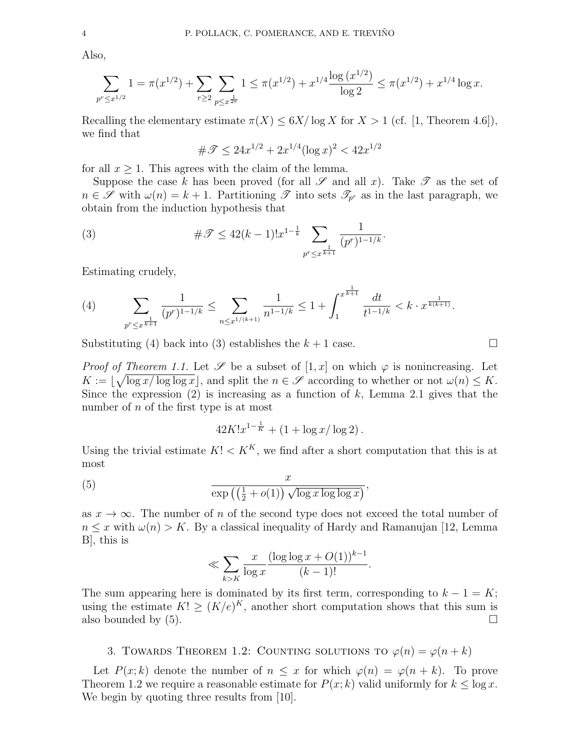Also,

$$\sum_{p^r \le x^{1/2}} 1 = \pi(x^{1/2}) + \sum_{r\ge 2} \sum_{p \le x^{\frac{1}{2r}}} 1 \le \pi(x^{1/2}) + x^{1/4}\frac{\log (x^{1/2})}{\log 2} \le \pi(x^{1/2}) + x^{1/4}\log x.$$

Recalling the elementary estimate $\pi(X) \le 6X/\log X$ for $X > 1$ (cf. [1, Theorem 4.6]), we find that

$$\#\mathscr{T} \le 24x^{1/2} + 2x^{1/4}(\log x)^2 < 42x^{1/2}$$

for all $x \ge 1$. This agrees with the claim of the lemma.

Suppose the case $k$ has been proved (for all $\mathscr{S}$ and all $x$). Take $\mathscr{T}$ as the set of $n \in \mathscr{S}$ with $\omega(n) = k+1$. Partitioning $\mathscr{T}$ into sets $\mathscr{T}_{p^r}$ as in the last paragraph, we obtain from the induction hypothesis that

$$\#\mathscr{T} \le 42(k-1)!x^{1-\frac{1}{k}} \sum_{p^r \le x^{\frac{1}{k+1}}} \frac{1}{(p^r)^{1-1/k}}. \tag{3}$$

Estimating crudely,

$$\sum_{p^r \le x^{\frac{1}{k+1}}} \frac{1}{(p^r)^{1-1/k}} \le \sum_{n \le x^{1/(k+1)}} \frac{1}{n^{1-1/k}} \le 1 + \int_1^{x^{\frac{1}{k+1}}} \frac{dt}{t^{1-1/k}} < k \cdot x^{\frac{1}{k(k+1)}}. \tag{4}$$

Substituting (4) back into (3) establishes the $k+1$ case. $\square$

*Proof of Theorem 1.1.* Let $\mathscr{S}$ be a subset of $[1,x]$ on which $\varphi$ is nonincreasing. Let $K := \lfloor \sqrt{\log x/\log\log x} \rfloor$, and split the $n \in \mathscr{S}$ according to whether or not $\omega(n) \le K$. Since the expression (2) is increasing as a function of $k$, Lemma 2.1 gives that the number of $n$ of the first type is at most

$$42K!x^{1-\frac{1}{K}} + (1 + \log x/\log 2).$$

Using the trivial estimate $K! < K^K$, we find after a short computation that this is at most

$$\frac{x}{\exp\left(\left(\frac{1}{2} + o(1)\right)\sqrt{\log x \log\log x}\right)}, \tag{5}$$

as $x \to \infty$. The number of $n$ of the second type does not exceed the total number of $n \le x$ with $\omega(n) > K$. By a classical inequality of Hardy and Ramanujan [12, Lemma B], this is

$$\ll \sum_{k > K} \frac{x}{\log x} \frac{(\log\log x + O(1))^{k-1}}{(k-1)!}.$$

The sum appearing here is dominated by its first term, corresponding to $k - 1 = K$; using the estimate $K! \ge (K/e)^K$, another short computation shows that this sum is also bounded by (5). $\square$

## 3. Towards Theorem 1.2: Counting solutions to $\varphi(n) = \varphi(n+k)$

Let $P(x;k)$ denote the number of $n \le x$ for which $\varphi(n) = \varphi(n+k)$. To prove Theorem 1.2 we require a reasonable estimate for $P(x;k)$ valid uniformly for $k \le \log x$. We begin by quoting three results from [10].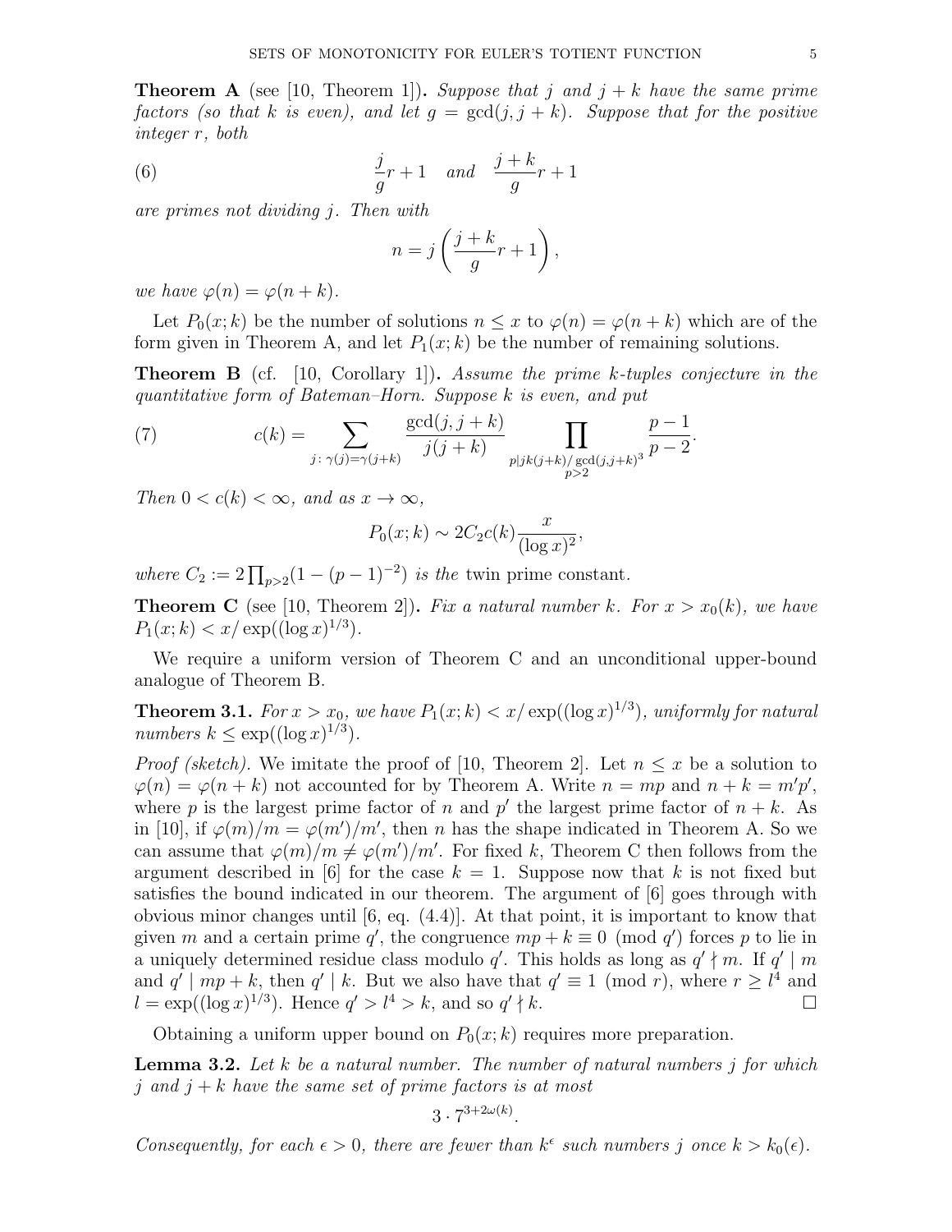**Theorem A** (see [10, Theorem 1])**.** *Suppose that $j$ and $j+k$ have the same prime factors (so that $k$ is even), and let $g = \gcd(j, j+k)$. Suppose that for the positive integer $r$, both*

$$\frac{j}{g}r + 1 \quad \text{and} \quad \frac{j+k}{g}r + 1 \tag{6}$$

*are primes not dividing $j$. Then with*

$$n = j\left(\frac{j+k}{g}r + 1\right),$$

*we have $\varphi(n) = \varphi(n+k)$.*

Let $P_0(x; k)$ be the number of solutions $n \le x$ to $\varphi(n) = \varphi(n+k)$ which are of the form given in Theorem A, and let $P_1(x; k)$ be the number of remaining solutions.

**Theorem B** (cf. [10, Corollary 1])**.** *Assume the prime $k$-tuples conjecture in the quantitative form of Bateman–Horn. Suppose $k$ is even, and put*

$$c(k) = \sum_{j\colon \gamma(j) = \gamma(j+k)} \frac{\gcd(j, j+k)}{j(j+k)} \prod_{\substack{p \mid jk(j+k)/\gcd(j,j+k)^3 \\ p>2}} \frac{p-1}{p-2}. \tag{7}$$

*Then $0 < c(k) < \infty$, and as $x \to \infty$,*

$$P_0(x; k) \sim 2C_2 c(k) \frac{x}{(\log x)^2},$$

*where $C_2 := 2\prod_{p>2}(1-(p-1)^{-2})$ is the* twin prime constant.

**Theorem C** (see [10, Theorem 2])**.** *Fix a natural number $k$. For $x > x_0(k)$, we have $P_1(x; k) < x/\exp((\log x)^{1/3})$.*

We require a uniform version of Theorem C and an unconditional upper-bound analogue of Theorem B.

**Theorem 3.1.** *For $x > x_0$, we have $P_1(x; k) < x/\exp((\log x)^{1/3})$, uniformly for natural numbers $k \le \exp((\log x)^{1/3})$.*

*Proof (sketch).* We imitate the proof of [10, Theorem 2]. Let $n \le x$ be a solution to $\varphi(n) = \varphi(n+k)$ not accounted for by Theorem A. Write $n = mp$ and $n + k = m'p'$, where $p$ is the largest prime factor of $n$ and $p'$ the largest prime factor of $n+k$. As in [10], if $\varphi(m)/m = \varphi(m')/m'$, then $n$ has the shape indicated in Theorem A. So we can assume that $\varphi(m)/m \ne \varphi(m')/m'$. For fixed $k$, Theorem C then follows from the argument described in [6] for the case $k = 1$. Suppose now that $k$ is not fixed but satisfies the bound indicated in our theorem. The argument of [6] goes through with obvious minor changes until [6, eq. (4.4)]. At that point, it is important to know that given $m$ and a certain prime $q'$, the congruence $mp + k \equiv 0 \pmod{q'}$ forces $p$ to lie in a uniquely determined residue class modulo $q'$. This holds as long as $q' \nmid m$. If $q' \mid m$ and $q' \mid mp + k$, then $q' \mid k$. But we also have that $q' \equiv 1 \pmod r$, where $r \ge l^4$ and $l = \exp((\log x)^{1/3})$. Hence $q' > l^4 > k$, and so $q' \nmid k$. $\square$

Obtaining a uniform upper bound on $P_0(x; k)$ requires more preparation.

**Lemma 3.2.** *Let $k$ be a natural number. The number of natural numbers $j$ for which $j$ and $j+k$ have the same set of prime factors is at most*

$$3 \cdot 7^{3+2\omega(k)}.$$

*Consequently, for each $\epsilon > 0$, there are fewer than $k^\epsilon$ such numbers $j$ once $k > k_0(\epsilon)$.*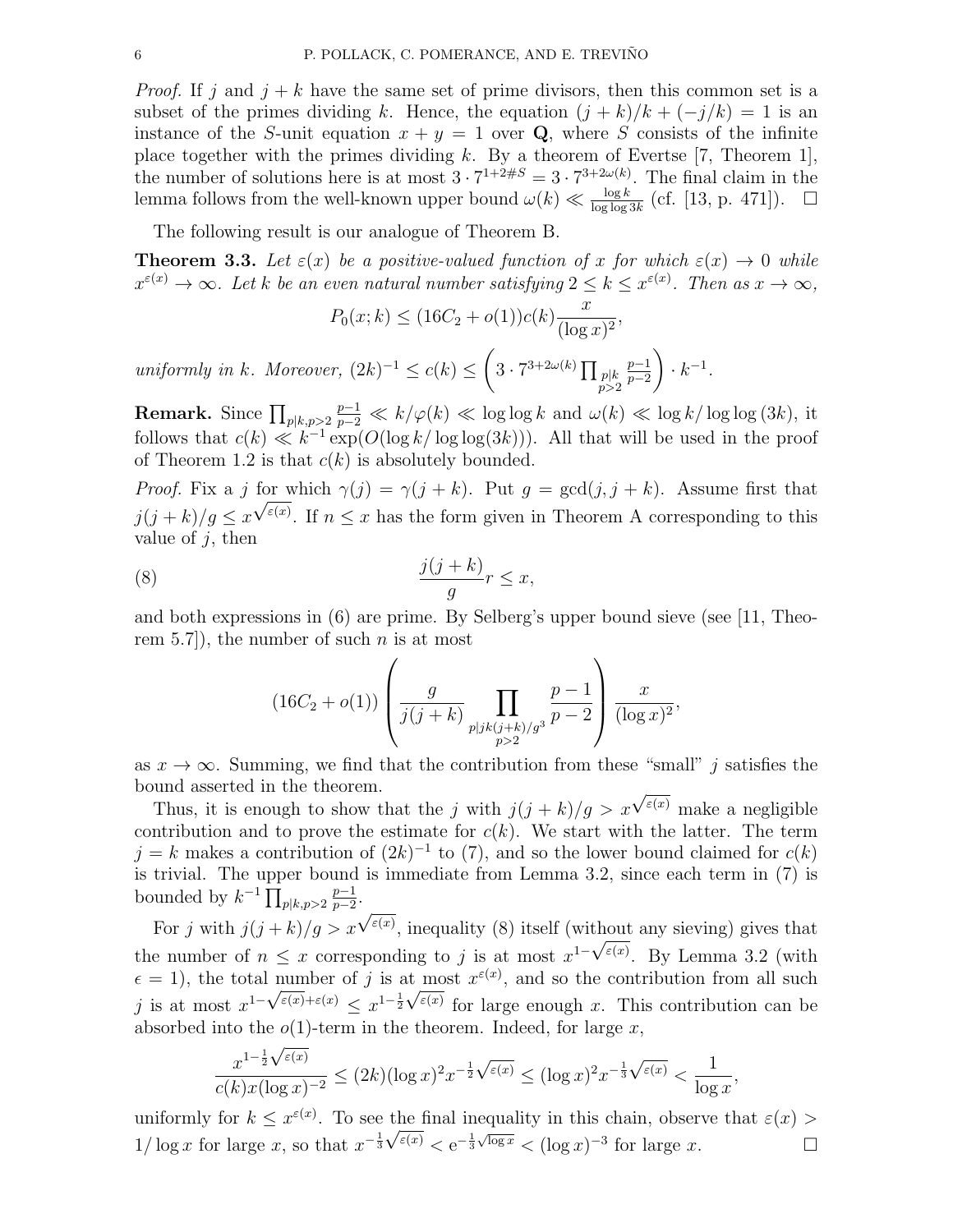*Proof.* If $j$ and $j+k$ have the same set of prime divisors, then this common set is a subset of the primes dividing $k$. Hence, the equation $(j+k)/k + (-j/k) = 1$ is an instance of the $S$-unit equation $x + y = 1$ over $\mathbf{Q}$, where $S$ consists of the infinite place together with the primes dividing $k$. By a theorem of Evertse [7, Theorem 1], the number of solutions here is at most $3 \cdot 7^{1+2\#S} = 3 \cdot 7^{3+2\omega(k)}$. The final claim in the lemma follows from the well-known upper bound $\omega(k) \ll \frac{\log k}{\log\log 3k}$ (cf. [13, p. 471]). $\square$

The following result is our analogue of Theorem B.

**Theorem 3.3.** *Let $\varepsilon(x)$ be a positive-valued function of $x$ for which $\varepsilon(x) \to 0$ while $x^{\varepsilon(x)} \to \infty$. Let $k$ be an even natural number satisfying $2 \le k \le x^{\varepsilon(x)}$. Then as $x \to \infty$,*

$$P_0(x;k) \le (16C_2 + o(1))c(k)\frac{x}{(\log x)^2},$$

*uniformly in $k$. Moreover, $(2k)^{-1} \le c(k) \le \left(3 \cdot 7^{3+2\omega(k)} \prod_{\substack{p \mid k \\ p>2}} \frac{p-1}{p-2}\right) \cdot k^{-1}$.*

**Remark.** Since $\prod_{p|k,p>2} \frac{p-1}{p-2} \ll k/\varphi(k) \ll \log\log k$ and $\omega(k) \ll \log k/\log\log(3k)$, it follows that $c(k) \ll k^{-1}\exp(O(\log k/\log\log(3k)))$. All that will be used in the proof of Theorem 1.2 is that $c(k)$ is absolutely bounded.

*Proof.* Fix a $j$ for which $\gamma(j) = \gamma(j+k)$. Put $g = \gcd(j, j+k)$. Assume first that $j(j+k)/g \le x^{\sqrt{\varepsilon(x)}}$. If $n \le x$ has the form given in Theorem A corresponding to this value of $j$, then

$$\frac{j(j+k)}{g}r \le x, \tag{8}$$

and both expressions in (6) are prime. By Selberg's upper bound sieve (see [11, Theorem 5.7]), the number of such $n$ is at most

$$(16C_2 + o(1))\left(\frac{g}{j(j+k)}\prod_{\substack{p \mid jk(j+k)/g^3 \\ p>2}} \frac{p-1}{p-2}\right)\frac{x}{(\log x)^2},$$

as $x \to \infty$. Summing, we find that the contribution from these "small" $j$ satisfies the bound asserted in the theorem.

Thus, it is enough to show that the $j$ with $j(j+k)/g > x^{\sqrt{\varepsilon(x)}}$ make a negligible contribution and to prove the estimate for $c(k)$. We start with the latter. The term $j = k$ makes a contribution of $(2k)^{-1}$ to (7), and so the lower bound claimed for $c(k)$ is trivial. The upper bound is immediate from Lemma 3.2, since each term in (7) is bounded by $k^{-1}\prod_{p|k,p>2} \frac{p-1}{p-2}$.

For $j$ with $j(j+k)/g > x^{\sqrt{\varepsilon(x)}}$, inequality (8) itself (without any sieving) gives that the number of $n \le x$ corresponding to $j$ is at most $x^{1-\sqrt{\varepsilon(x)}}$. By Lemma 3.2 (with $\epsilon = 1$), the total number of $j$ is at most $x^{\varepsilon(x)}$, and so the contribution from all such $j$ is at most $x^{1-\sqrt{\varepsilon(x)}+\varepsilon(x)} \le x^{1-\frac{1}{2}\sqrt{\varepsilon(x)}}$ for large enough $x$. This contribution can be absorbed into the $o(1)$-term in the theorem. Indeed, for large $x$,

$$\frac{x^{1-\frac{1}{2}\sqrt{\varepsilon(x)}}}{c(k)x(\log x)^{-2}} \le (2k)(\log x)^2 x^{-\frac{1}{2}\sqrt{\varepsilon(x)}} \le (\log x)^2 x^{-\frac{1}{3}\sqrt{\varepsilon(x)}} < \frac{1}{\log x},$$

uniformly for $k \le x^{\varepsilon(x)}$. To see the final inequality in this chain, observe that $\varepsilon(x) > 1/\log x$ for large $x$, so that $x^{-\frac{1}{3}\sqrt{\varepsilon(x)}} < \mathrm{e}^{-\frac{1}{3}\sqrt{\log x}} < (\log x)^{-3}$ for large $x$. $\square$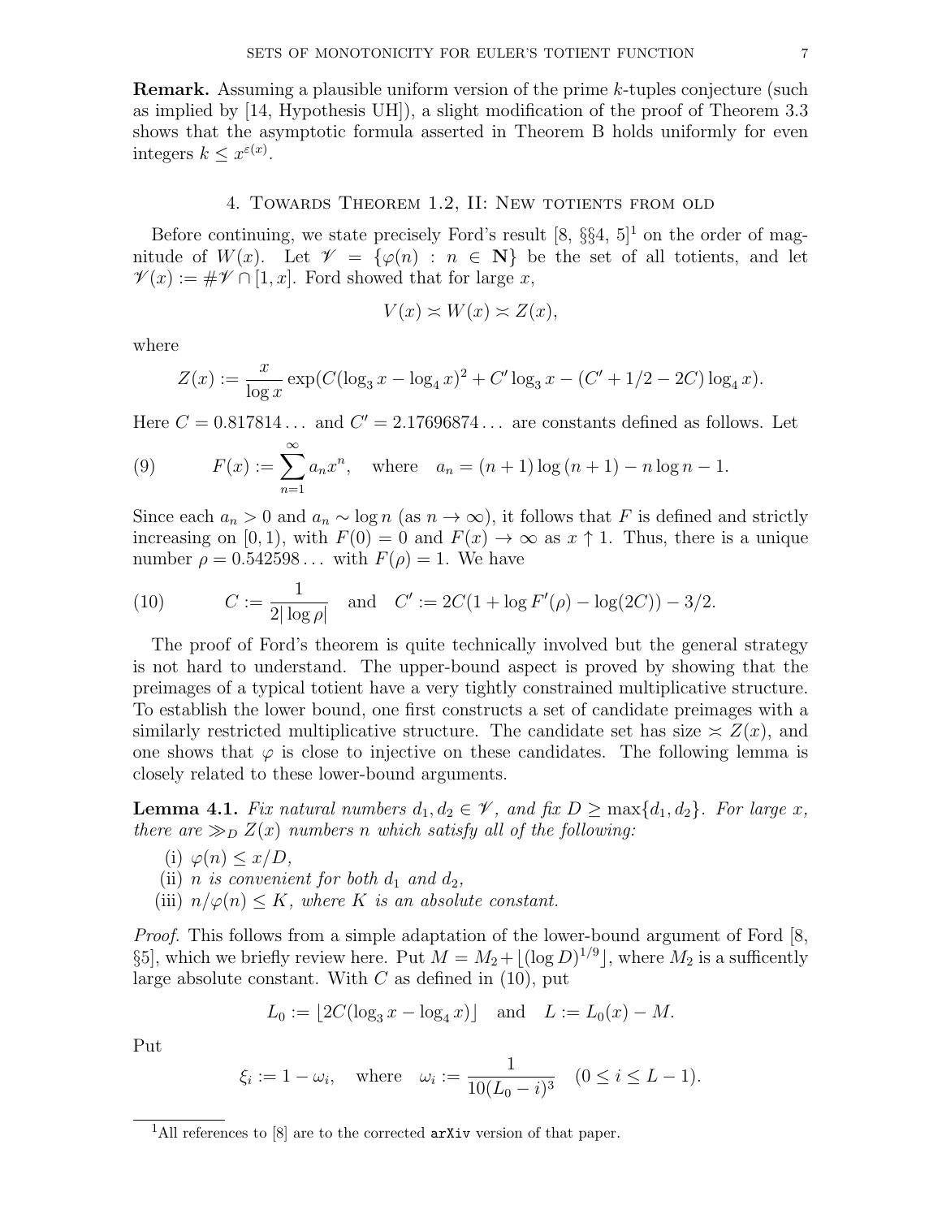**Remark.** Assuming a plausible uniform version of the prime $k$-tuples conjecture (such as implied by [14, Hypothesis UH]), a slight modification of the proof of Theorem 3.3 shows that the asymptotic formula asserted in Theorem B holds uniformly for even integers $k \leq x^{\varepsilon(x)}$.

## 4. Towards Theorem 1.2, II: New totients from old

Before continuing, we state precisely Ford's result [8, §§4, 5][1] on the order of magnitude of $W(x)$. Let $\mathscr{V} = \{\varphi(n) : n \in \mathbf{N}\}$ be the set of all totients, and let $\mathscr{V}(x) := \#\mathscr{V} \cap [1, x]$. Ford showed that for large $x$,

$$V(x) \asymp W(x) \asymp Z(x),$$

where

$$Z(x) := \frac{x}{\log x} \exp(C(\log_3 x - \log_4 x)^2 + C' \log_3 x - (C' + 1/2 - 2C) \log_4 x).$$

Here $C = 0.817814\ldots$ and $C' = 2.17696874\ldots$ are constants defined as follows. Let

$$F(x) := \sum_{n=1}^{\infty} a_n x^n, \quad \text{where} \quad a_n = (n+1)\log(n+1) - n \log n - 1. \tag{9}$$

Since each $a_n > 0$ and $a_n \sim \log n$ (as $n \to \infty$), it follows that $F$ is defined and strictly increasing on $[0, 1)$, with $F(0) = 0$ and $F(x) \to \infty$ as $x \uparrow 1$. Thus, there is a unique number $\rho = 0.542598\ldots$ with $F(\rho) = 1$. We have

$$C := \frac{1}{2|\log \rho|} \quad \text{and} \quad C' := 2C(1 + \log F'(\rho) - \log(2C)) - 3/2. \tag{10}$$

The proof of Ford's theorem is quite technically involved but the general strategy is not hard to understand. The upper-bound aspect is proved by showing that the preimages of a typical totient have a very tightly constrained multiplicative structure. To establish the lower bound, one first constructs a set of candidate preimages with a similarly restricted multiplicative structure. The candidate set has size $\asymp Z(x)$, and one shows that $\varphi$ is close to injective on these candidates. The following lemma is closely related to these lower-bound arguments.

**Lemma 4.1.** *Fix natural numbers $d_1, d_2 \in \mathscr{V}$, and fix $D \geq \max\{d_1, d_2\}$. For large $x$, there are $\gg_D Z(x)$ numbers $n$ which satisfy all of the following:*

(i) *$\varphi(n) \leq x/D$,*
(ii) *$n$ is convenient for both $d_1$ and $d_2$,*
(iii) *$n/\varphi(n) \leq K$, where $K$ is an absolute constant.*

*Proof.* This follows from a simple adaptation of the lower-bound argument of Ford [8, §5], which we briefly review here. Put $M = M_2 + \lfloor (\log D)^{1/9} \rfloor$, where $M_2$ is a sufficently large absolute constant. With $C$ as defined in (10), put

$$L_0 := \lfloor 2C(\log_3 x - \log_4 x) \rfloor \quad \text{and} \quad L := L_0(x) - M.$$

Put

$$\xi_i := 1 - \omega_i, \quad \text{where} \quad \omega_i := \frac{1}{10(L_0 - i)^3} \quad (0 \leq i \leq L - 1).$$

[1]All references to [8] are to the corrected `arXiv` version of that paper.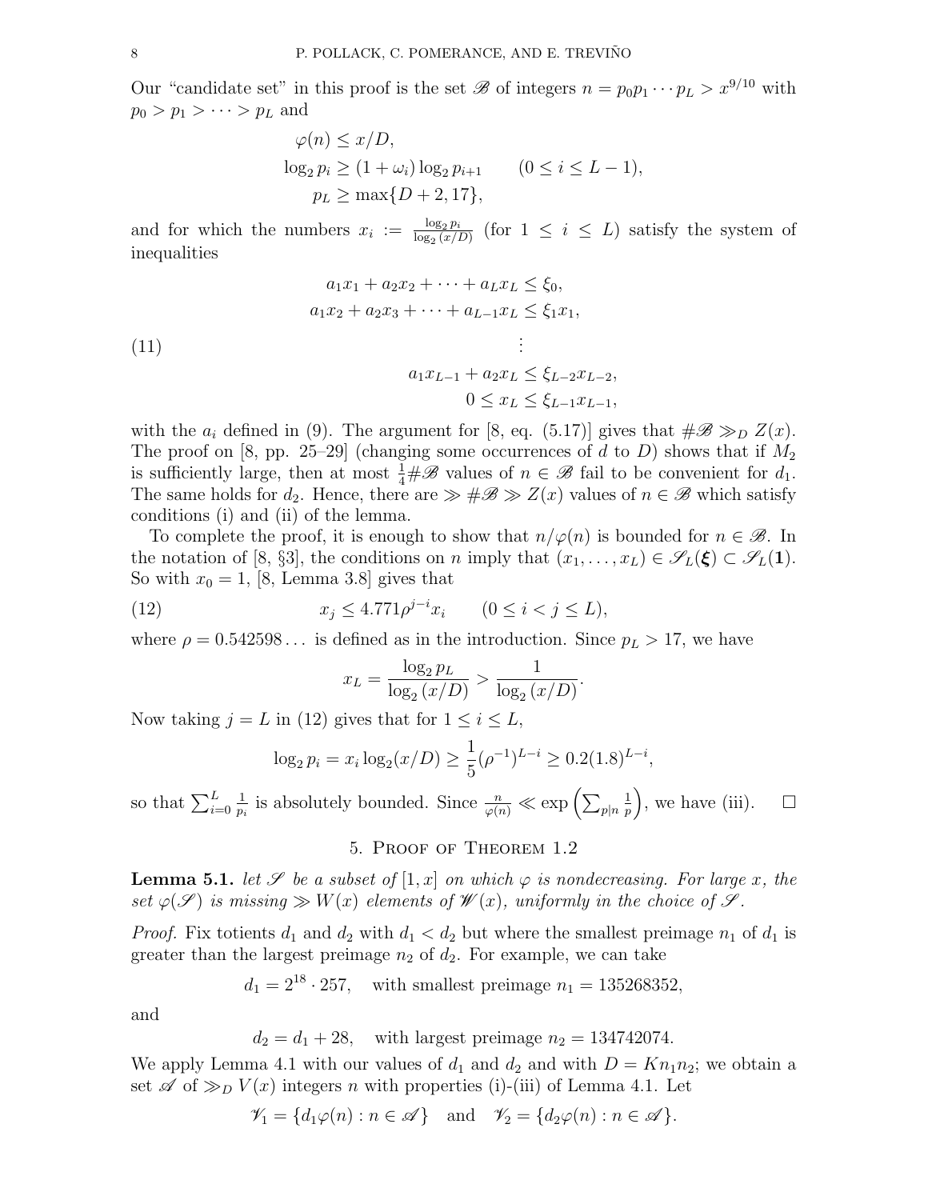Our "candidate set" in this proof is the set $\mathscr{B}$ of integers $n = p_0 p_1 \cdots p_L > x^{9/10}$ with $p_0 > p_1 > \cdots > p_L$ and

$$
\begin{aligned}
\varphi(n) &\le x/D, \\
\log_2 p_i &\ge (1+\omega_i)\log_2 p_{i+1} \qquad (0 \le i \le L-1), \\
p_L &\ge \max\{D+2, 17\},
\end{aligned}
$$

and for which the numbers $x_i := \frac{\log_2 p_i}{\log_2 (x/D)}$ (for $1 \le i \le L$) satisfy the system of inequalities

$$
\begin{aligned}
a_1 x_1 + a_2 x_2 + \cdots + a_L x_L &\le \xi_0, \\
a_1 x_2 + a_2 x_3 + \cdots + a_{L-1} x_L &\le \xi_1 x_1, \\
&\vdots \\
a_1 x_{L-1} + a_2 x_L &\le \xi_{L-2} x_{L-2}, \\
0 \le x_L &\le \xi_{L-1} x_{L-1},
\end{aligned}
\tag{11}
$$

with the $a_i$ defined in (9). The argument for [8, eq. (5.17)] gives that $\#\mathscr{B} \gg_D Z(x)$. The proof on [8, pp. 25–29] (changing some occurrences of $d$ to $D$) shows that if $M_2$ is sufficiently large, then at most $\frac{1}{4}\#\mathscr{B}$ values of $n \in \mathscr{B}$ fail to be convenient for $d_1$. The same holds for $d_2$. Hence, there are $\gg \#\mathscr{B} \gg Z(x)$ values of $n \in \mathscr{B}$ which satisfy conditions (i) and (ii) of the lemma.

To complete the proof, it is enough to show that $n/\varphi(n)$ is bounded for $n \in \mathscr{B}$. In the notation of [8, §3], the conditions on $n$ imply that $(x_1, \ldots, x_L) \in \mathscr{S}_L(\boldsymbol{\xi}) \subset \mathscr{S}_L(\mathbf{1})$. So with $x_0 = 1$, [8, Lemma 3.8] gives that

$$
x_j \le 4.771\rho^{j-i} x_i \qquad (0 \le i < j \le L), \tag{12}
$$

where $\rho = 0.542598\ldots$ is defined as in the introduction. Since $p_L > 17$, we have

$$
x_L = \frac{\log_2 p_L}{\log_2 (x/D)} > \frac{1}{\log_2 (x/D)}.
$$

Now taking $j = L$ in (12) gives that for $1 \le i \le L$,

$$
\log_2 p_i = x_i \log_2 (x/D) \ge \frac{1}{5}(\rho^{-1})^{L-i} \ge 0.2(1.8)^{L-i},
$$

so that $\sum_{i=0}^{L} \frac{1}{p_i}$ is absolutely bounded. Since $\frac{n}{\varphi(n)} \ll \exp\left(\sum_{p \mid n} \frac{1}{p}\right)$, we have (iii). $\square$

## 5. Proof of Theorem 1.2

**Lemma 5.1.** *let $\mathscr{S}$ be a subset of $[1, x]$ on which $\varphi$ is nondecreasing. For large $x$, the set $\varphi(\mathscr{S})$ is missing $\gg W(x)$ elements of $\mathscr{W}(x)$, uniformly in the choice of $\mathscr{S}$.*

*Proof.* Fix totients $d_1$ and $d_2$ with $d_1 < d_2$ but where the smallest preimage $n_1$ of $d_1$ is greater than the largest preimage $n_2$ of $d_2$. For example, we can take

$$
d_1 = 2^{18} \cdot 257, \quad \text{with smallest preimage } n_1 = 135268352,
$$

and

$$
d_2 = d_1 + 28, \quad \text{with largest preimage } n_2 = 134742074.
$$

We apply Lemma 4.1 with our values of $d_1$ and $d_2$ and with $D = K n_1 n_2$; we obtain a set $\mathscr{A}$ of $\gg_D V(x)$ integers $n$ with properties (i)-(iii) of Lemma 4.1. Let

$$
\mathscr{V}_1 = \{d_1 \varphi(n) : n \in \mathscr{A}\} \quad \text{and} \quad \mathscr{V}_2 = \{d_2 \varphi(n) : n \in \mathscr{A}\}.
$$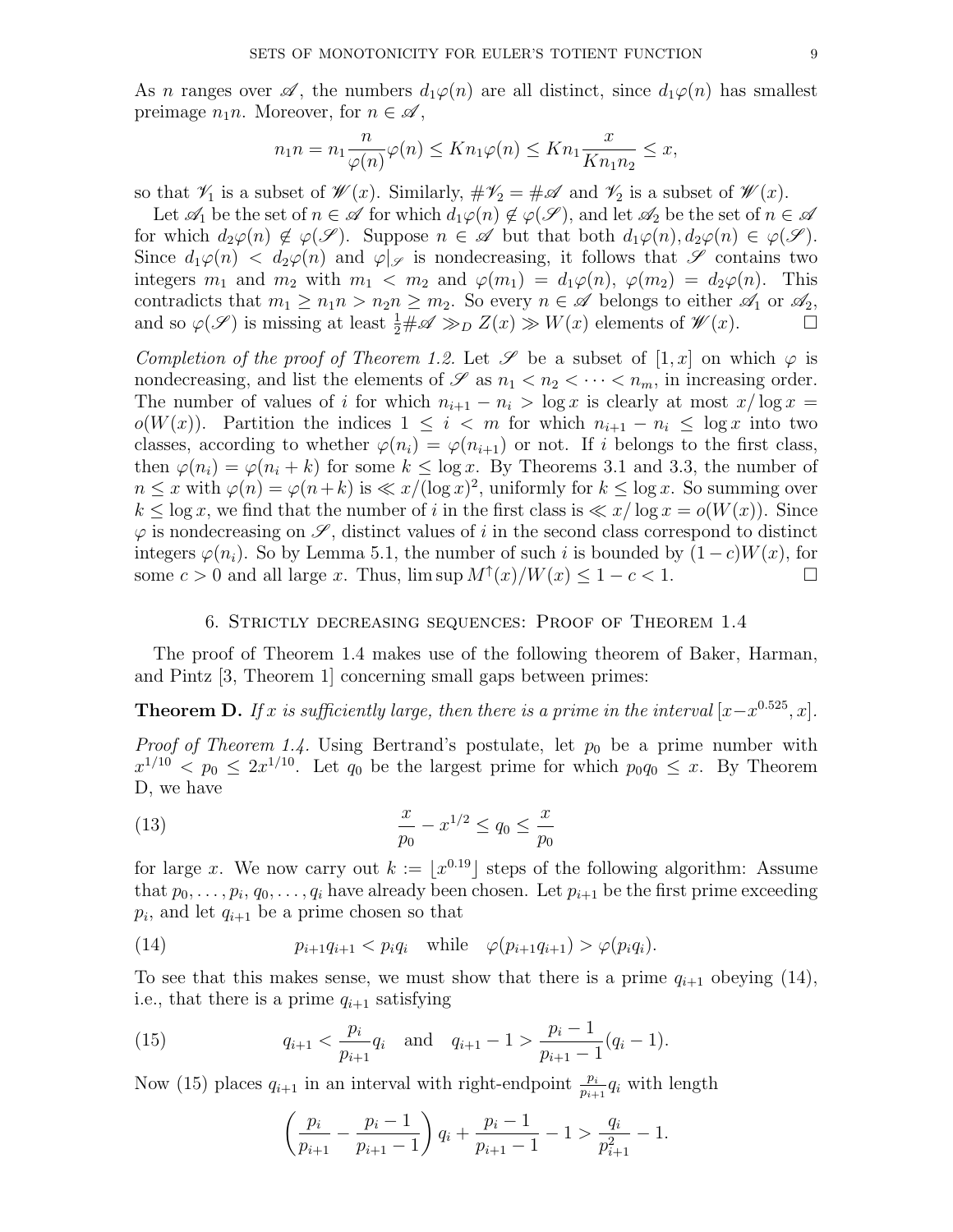As $n$ ranges over $\mathscr{A}$, the numbers $d_1\varphi(n)$ are all distinct, since $d_1\varphi(n)$ has smallest preimage $n_1 n$. Moreover, for $n \in \mathscr{A}$,

$$n_1 n = n_1 \frac{n}{\varphi(n)}\varphi(n) \le K n_1 \varphi(n) \le K n_1 \frac{x}{K n_1 n_2} \le x,$$

so that $\mathscr{V}_1$ is a subset of $\mathscr{W}(x)$. Similarly, $\#\mathscr{V}_2 = \#\mathscr{A}$ and $\mathscr{V}_2$ is a subset of $\mathscr{W}(x)$.

Let $\mathscr{A}_1$ be the set of $n \in \mathscr{A}$ for which $d_1\varphi(n) \notin \varphi(\mathscr{S})$, and let $\mathscr{A}_2$ be the set of $n \in \mathscr{A}$ for which $d_2\varphi(n) \notin \varphi(\mathscr{S})$. Suppose $n \in \mathscr{A}$ but that both $d_1\varphi(n), d_2\varphi(n) \in \varphi(\mathscr{S})$. Since $d_1\varphi(n) < d_2\varphi(n)$ and $\varphi|_{\mathscr{S}}$ is nondecreasing, it follows that $\mathscr{S}$ contains two integers $m_1$ and $m_2$ with $m_1 < m_2$ and $\varphi(m_1) = d_1\varphi(n)$, $\varphi(m_2) = d_2\varphi(n)$. This contradicts that $m_1 \ge n_1 n > n_2 n \ge m_2$. So every $n \in \mathscr{A}$ belongs to either $\mathscr{A}_1$ or $\mathscr{A}_2$, and so $\varphi(\mathscr{S})$ is missing at least $\frac{1}{2}\#\mathscr{A} \gg_D Z(x) \gg W(x)$ elements of $\mathscr{W}(x)$. □

*Completion of the proof of Theorem 1.2.* Let $\mathscr{S}$ be a subset of $[1,x]$ on which $\varphi$ is nondecreasing, and list the elements of $\mathscr{S}$ as $n_1 < n_2 < \dots < n_m$, in increasing order. The number of values of $i$ for which $n_{i+1} - n_i > \log x$ is clearly at most $x/\log x = o(W(x))$. Partition the indices $1 \le i < m$ for which $n_{i+1} - n_i \le \log x$ into two classes, according to whether $\varphi(n_i) = \varphi(n_{i+1})$ or not. If $i$ belongs to the first class, then $\varphi(n_i) = \varphi(n_i + k)$ for some $k \le \log x$. By Theorems 3.1 and 3.3, the number of $n \le x$ with $\varphi(n) = \varphi(n+k)$ is $\ll x/(\log x)^2$, uniformly for $k \le \log x$. So summing over $k \le \log x$, we find that the number of $i$ in the first class is $\ll x/\log x = o(W(x))$. Since $\varphi$ is nondecreasing on $\mathscr{S}$, distinct values of $i$ in the second class correspond to distinct integers $\varphi(n_i)$. So by Lemma 5.1, the number of such $i$ is bounded by $(1-c)W(x)$, for some $c > 0$ and all large $x$. Thus, $\limsup M^{\uparrow}(x)/W(x) \le 1 - c < 1$. □

## 6. Strictly decreasing sequences: Proof of Theorem 1.4

The proof of Theorem 1.4 makes use of the following theorem of Baker, Harman, and Pintz [3, Theorem 1] concerning small gaps between primes:

**Theorem D.** *If $x$ is sufficiently large, then there is a prime in the interval $[x - x^{0.525}, x]$.*

*Proof of Theorem 1.4.* Using Bertrand's postulate, let $p_0$ be a prime number with $x^{1/10} < p_0 \le 2x^{1/10}$. Let $q_0$ be the largest prime for which $p_0 q_0 \le x$. By Theorem D, we have

$$\frac{x}{p_0} - x^{1/2} \le q_0 \le \frac{x}{p_0} \tag{13}$$

for large $x$. We now carry out $k := \lfloor x^{0.19} \rfloor$ steps of the following algorithm: Assume that $p_0, \dots, p_i, q_0, \dots, q_i$ have already been chosen. Let $p_{i+1}$ be the first prime exceeding $p_i$, and let $q_{i+1}$ be a prime chosen so that

$$p_{i+1}q_{i+1} < p_i q_i \quad \text{while} \quad \varphi(p_{i+1}q_{i+1}) > \varphi(p_i q_i). \tag{14}$$

To see that this makes sense, we must show that there is a prime $q_{i+1}$ obeying (14), i.e., that there is a prime $q_{i+1}$ satisfying

$$q_{i+1} < \frac{p_i}{p_{i+1}} q_i \quad \text{and} \quad q_{i+1} - 1 > \frac{p_i - 1}{p_{i+1} - 1}(q_i - 1). \tag{15}$$

Now (15) places $q_{i+1}$ in an interval with right-endpoint $\frac{p_i}{p_{i+1}} q_i$ with length

$$\left(\frac{p_i}{p_{i+1}} - \frac{p_i - 1}{p_{i+1} - 1}\right) q_i + \frac{p_i - 1}{p_{i+1} - 1} - 1 > \frac{q_i}{p_{i+1}^2} - 1.$$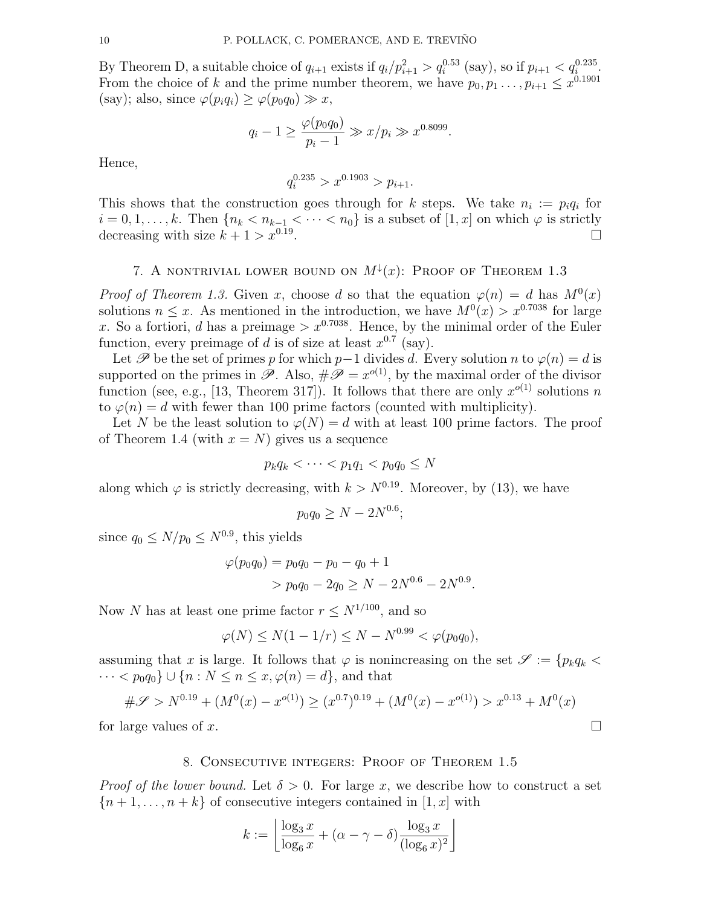By Theorem D, a suitable choice of $q_{i+1}$ exists if $q_i/p_{i+1}^2 > q_i^{0.53}$ (say), so if $p_{i+1} < q_i^{0.235}$. From the choice of $k$ and the prime number theorem, we have $p_0, p_1 \dots, p_{i+1} \le x^{0.1901}$ (say); also, since $\varphi(p_i q_i) \ge \varphi(p_0 q_0) \gg x$,

$$q_i - 1 \ge \frac{\varphi(p_0 q_0)}{p_i - 1} \gg x/p_i \gg x^{0.8099}.$$

Hence,

$$q_i^{0.235} > x^{0.1903} > p_{i+1}.$$

This shows that the construction goes through for $k$ steps. We take $n_i := p_i q_i$ for $i = 0, 1, \dots, k$. Then $\{n_k < n_{k-1} < \cdots < n_0\}$ is a subset of $[1, x]$ on which $\varphi$ is strictly decreasing with size $k + 1 > x^{0.19}$. □

## 7. A nontrivial lower bound on $M^{\downarrow}(x)$: Proof of Theorem 1.3

*Proof of Theorem 1.3.* Given $x$, choose $d$ so that the equation $\varphi(n) = d$ has $M^0(x)$ solutions $n \le x$. As mentioned in the introduction, we have $M^0(x) > x^{0.7038}$ for large $x$. So a fortiori, $d$ has a preimage $> x^{0.7038}$. Hence, by the minimal order of the Euler function, every preimage of $d$ is of size at least $x^{0.7}$ (say).

Let $\mathscr{P}$ be the set of primes $p$ for which $p-1$ divides $d$. Every solution $n$ to $\varphi(n) = d$ is supported on the primes in $\mathscr{P}$. Also, $\#\mathscr{P} = x^{o(1)}$, by the maximal order of the divisor function (see, e.g., [13, Theorem 317]). It follows that there are only $x^{o(1)}$ solutions $n$ to $\varphi(n) = d$ with fewer than 100 prime factors (counted with multiplicity).

Let $N$ be the least solution to $\varphi(N) = d$ with at least 100 prime factors. The proof of Theorem 1.4 (with $x = N$) gives us a sequence

$$p_k q_k < \cdots < p_1 q_1 < p_0 q_0 \le N$$

along which $\varphi$ is strictly decreasing, with $k > N^{0.19}$. Moreover, by (13), we have

$$p_0 q_0 \ge N - 2N^{0.6};$$

since $q_0 \le N/p_0 \le N^{0.9}$, this yields

$$\begin{aligned}\varphi(p_0 q_0) &= p_0 q_0 - p_0 - q_0 + 1 \\ &> p_0 q_0 - 2q_0 \ge N - 2N^{0.6} - 2N^{0.9}.\end{aligned}$$

Now $N$ has at least one prime factor $r \le N^{1/100}$, and so

$$\varphi(N) \le N(1 - 1/r) \le N - N^{0.99} < \varphi(p_0 q_0),$$

assuming that $x$ is large. It follows that $\varphi$ is nonincreasing on the set $\mathscr{S} := \{p_k q_k < \cdots < p_0 q_0\} \cup \{n : N \le n \le x, \varphi(n) = d\}$, and that

$$\#\mathscr{S} > N^{0.19} + (M^0(x) - x^{o(1)}) \ge (x^{0.7})^{0.19} + (M^0(x) - x^{o(1)}) > x^{0.13} + M^0(x)$$

for large values of $x$. □

## 8. Consecutive integers: Proof of Theorem 1.5

*Proof of the lower bound.* Let $\delta > 0$. For large $x$, we describe how to construct a set $\{n+1, \dots, n+k\}$ of consecutive integers contained in $[1, x]$ with

$$k := \left\lfloor \frac{\log_3 x}{\log_6 x} + (\alpha - \gamma - \delta)\frac{\log_3 x}{(\log_6 x)^2} \right\rfloor$$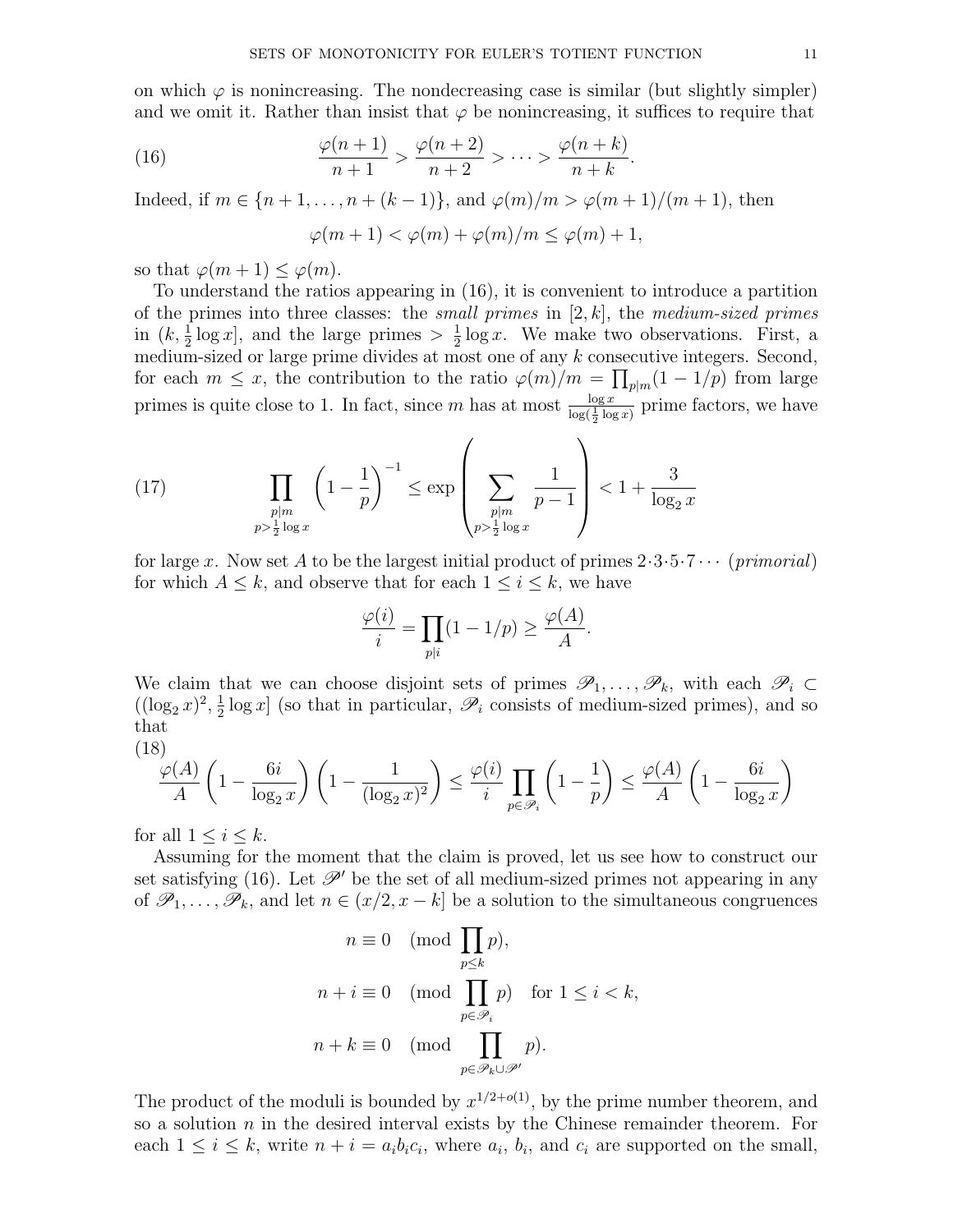on which $\varphi$ is nonincreasing. The nondecreasing case is similar (but slightly simpler) and we omit it. Rather than insist that $\varphi$ be nonincreasing, it suffices to require that

$$\frac{\varphi(n+1)}{n+1} > \frac{\varphi(n+2)}{n+2} > \cdots > \frac{\varphi(n+k)}{n+k}. \tag{16}$$

Indeed, if $m \in \{n+1, \ldots, n+(k-1)\}$, and $\varphi(m)/m > \varphi(m+1)/(m+1)$, then

$$\varphi(m+1) < \varphi(m) + \varphi(m)/m \leq \varphi(m) + 1,$$

so that $\varphi(m+1) \leq \varphi(m)$.

To understand the ratios appearing in (16), it is convenient to introduce a partition of the primes into three classes: the *small primes* in $[2, k]$, the *medium-sized primes* in $(k, \frac{1}{2}\log x]$, and the large primes $> \frac{1}{2}\log x$. We make two observations. First, a medium-sized or large prime divides at most one of any $k$ consecutive integers. Second, for each $m \leq x$, the contribution to the ratio $\varphi(m)/m = \prod_{p|m}(1-1/p)$ from large primes is quite close to 1. In fact, since $m$ has at most $\frac{\log x}{\log(\frac{1}{2}\log x)}$ prime factors, we have

$$\prod_{\substack{p|m \\ p>\frac{1}{2}\log x}} \left(1 - \frac{1}{p}\right)^{-1} \leq \exp\left(\sum_{\substack{p|m \\ p>\frac{1}{2}\log x}} \frac{1}{p-1}\right) < 1 + \frac{3}{\log_2 x} \tag{17}$$

for large $x$. Now set $A$ to be the largest initial product of primes $2 \cdot 3 \cdot 5 \cdot 7 \cdots$ (*primorial*) for which $A \leq k$, and observe that for each $1 \leq i \leq k$, we have

$$\frac{\varphi(i)}{i} = \prod_{p|i}(1-1/p) \geq \frac{\varphi(A)}{A}.$$

We claim that we can choose disjoint sets of primes $\mathscr{P}_1, \ldots, \mathscr{P}_k$, with each $\mathscr{P}_i \subset ((\log_2 x)^2, \frac{1}{2}\log x]$ (so that in particular, $\mathscr{P}_i$ consists of medium-sized primes), and so that

$$\frac{\varphi(A)}{A}\left(1 - \frac{6i}{\log_2 x}\right)\left(1 - \frac{1}{(\log_2 x)^2}\right) \leq \frac{\varphi(i)}{i}\prod_{p \in \mathscr{P}_i}\left(1 - \frac{1}{p}\right) \leq \frac{\varphi(A)}{A}\left(1 - \frac{6i}{\log_2 x}\right) \tag{18}$$

for all $1 \leq i \leq k$.

Assuming for the moment that the claim is proved, let us see how to construct our set satisfying (16). Let $\mathscr{P}'$ be the set of all medium-sized primes not appearing in any of $\mathscr{P}_1, \ldots, \mathscr{P}_k$, and let $n \in (x/2, x-k]$ be a solution to the simultaneous congruences

$$\begin{aligned}
n &\equiv 0 \pmod{\prod_{p \leq k} p}, \\
n + i &\equiv 0 \pmod{\prod_{p \in \mathscr{P}_i} p} \quad \text{for } 1 \leq i < k, \\
n + k &\equiv 0 \pmod{\prod_{p \in \mathscr{P}_k \cup \mathscr{P}'} p}.
\end{aligned}$$

The product of the moduli is bounded by $x^{1/2+o(1)}$, by the prime number theorem, and so a solution $n$ in the desired interval exists by the Chinese remainder theorem. For each $1 \leq i \leq k$, write $n + i = a_i b_i c_i$, where $a_i$, $b_i$, and $c_i$ are supported on the small,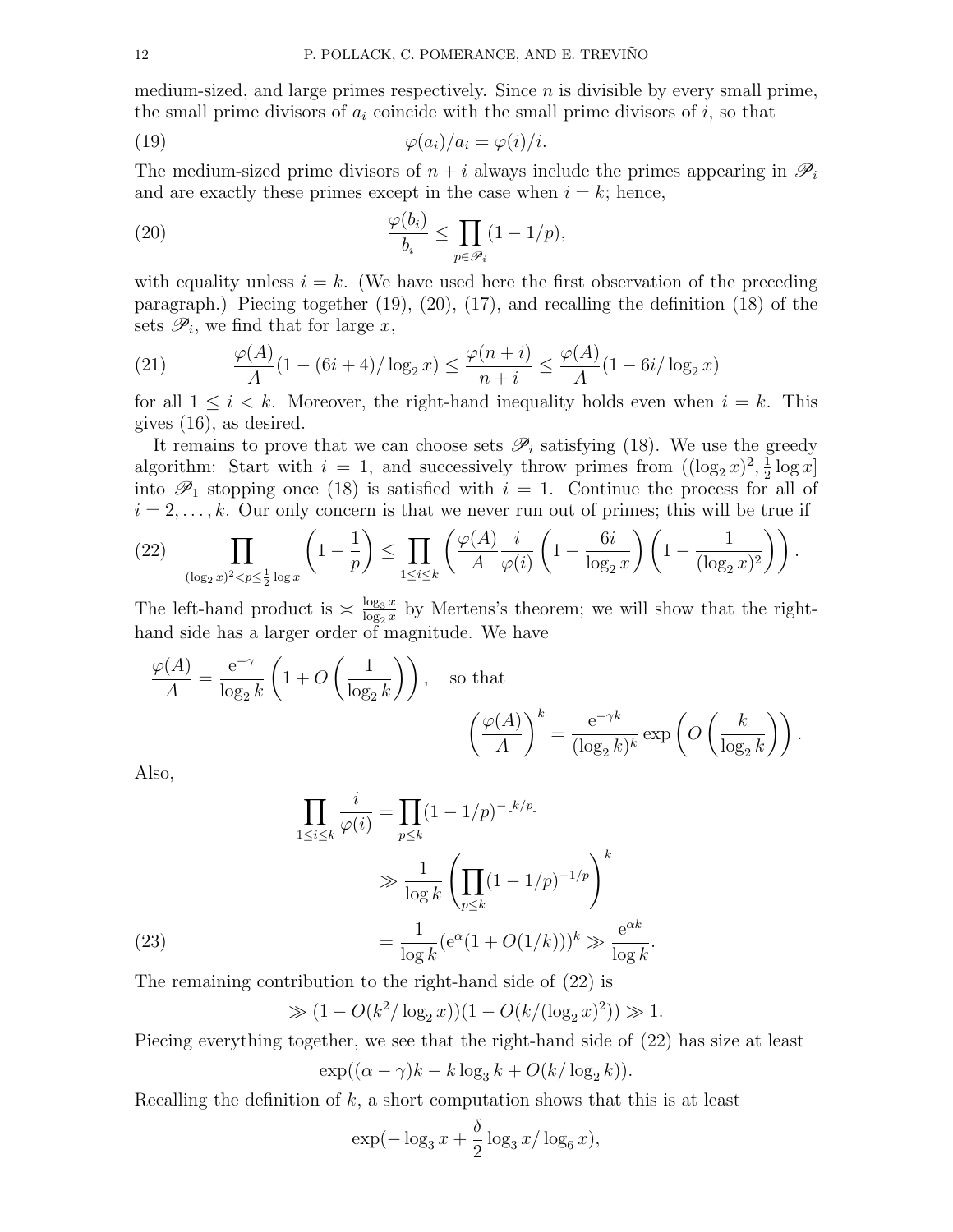medium-sized, and large primes respectively. Since $n$ is divisible by every small prime, the small prime divisors of $a_i$ coincide with the small prime divisors of $i$, so that

$$\varphi(a_i)/a_i = \varphi(i)/i. \tag{19}$$

The medium-sized prime divisors of $n+i$ always include the primes appearing in $\mathscr{P}_i$ and are exactly these primes except in the case when $i = k$; hence,

$$\frac{\varphi(b_i)}{b_i} \le \prod_{p \in \mathscr{P}_i} (1 - 1/p), \tag{20}$$

with equality unless $i = k$. (We have used here the first observation of the preceding paragraph.) Piecing together (19), (20), (17), and recalling the definition (18) of the sets $\mathscr{P}_i$, we find that for large $x$,

$$\frac{\varphi(A)}{A}(1 - (6i+4)/\log_2 x) \le \frac{\varphi(n+i)}{n+i} \le \frac{\varphi(A)}{A}(1 - 6i/\log_2 x) \tag{21}$$

for all $1 \le i < k$. Moreover, the right-hand inequality holds even when $i = k$. This gives (16), as desired.

It remains to prove that we can choose sets $\mathscr{P}_i$ satisfying (18). We use the greedy algorithm: Start with $i = 1$, and successively throw primes from $((\log_2 x)^2, \frac{1}{2}\log x]$ into $\mathscr{P}_1$ stopping once (18) is satisfied with $i = 1$. Continue the process for all of $i = 2, \ldots, k$. Our only concern is that we never run out of primes; this will be true if

$$\prod_{(\log_2 x)^2 < p \le \frac{1}{2}\log x} \left(1 - \frac{1}{p}\right) \le \prod_{1 \le i \le k} \left(\frac{\varphi(A)}{A}\frac{i}{\varphi(i)}\left(1 - \frac{6i}{\log_2 x}\right)\left(1 - \frac{1}{(\log_2 x)^2}\right)\right). \tag{22}$$

The left-hand product is $\asymp \frac{\log_3 x}{\log_2 x}$ by Mertens's theorem; we will show that the right-hand side has a larger order of magnitude. We have

$$\frac{\varphi(A)}{A} = \frac{e^{-\gamma}}{\log_2 k}\left(1 + O\left(\frac{1}{\log_2 k}\right)\right), \quad \text{so that}$$

$$\left(\frac{\varphi(A)}{A}\right)^k = \frac{e^{-\gamma k}}{(\log_2 k)^k}\exp\left(O\left(\frac{k}{\log_2 k}\right)\right).$$

Also,

$$\begin{aligned} \prod_{1 \le i \le k} \frac{i}{\varphi(i)} &= \prod_{p \le k} (1 - 1/p)^{-\lfloor k/p \rfloor} \\ &\gg \frac{1}{\log k}\left(\prod_{p \le k}(1 - 1/p)^{-1/p}\right)^k \\ &= \frac{1}{\log k}(e^{\alpha}(1 + O(1/k)))^k \gg \frac{e^{\alpha k}}{\log k}. \end{aligned} \tag{23}$$

The remaining contribution to the right-hand side of (22) is

$$\gg (1 - O(k^2/\log_2 x))(1 - O(k/(\log_2 x)^2)) \gg 1.$$

Piecing everything together, we see that the right-hand side of (22) has size at least

$$\exp((\alpha - \gamma)k - k\log_3 k + O(k/\log_2 k)).$$

Recalling the definition of $k$, a short computation shows that this is at least

$$\exp(-\log_3 x + \frac{\delta}{2}\log_3 x/\log_6 x),$$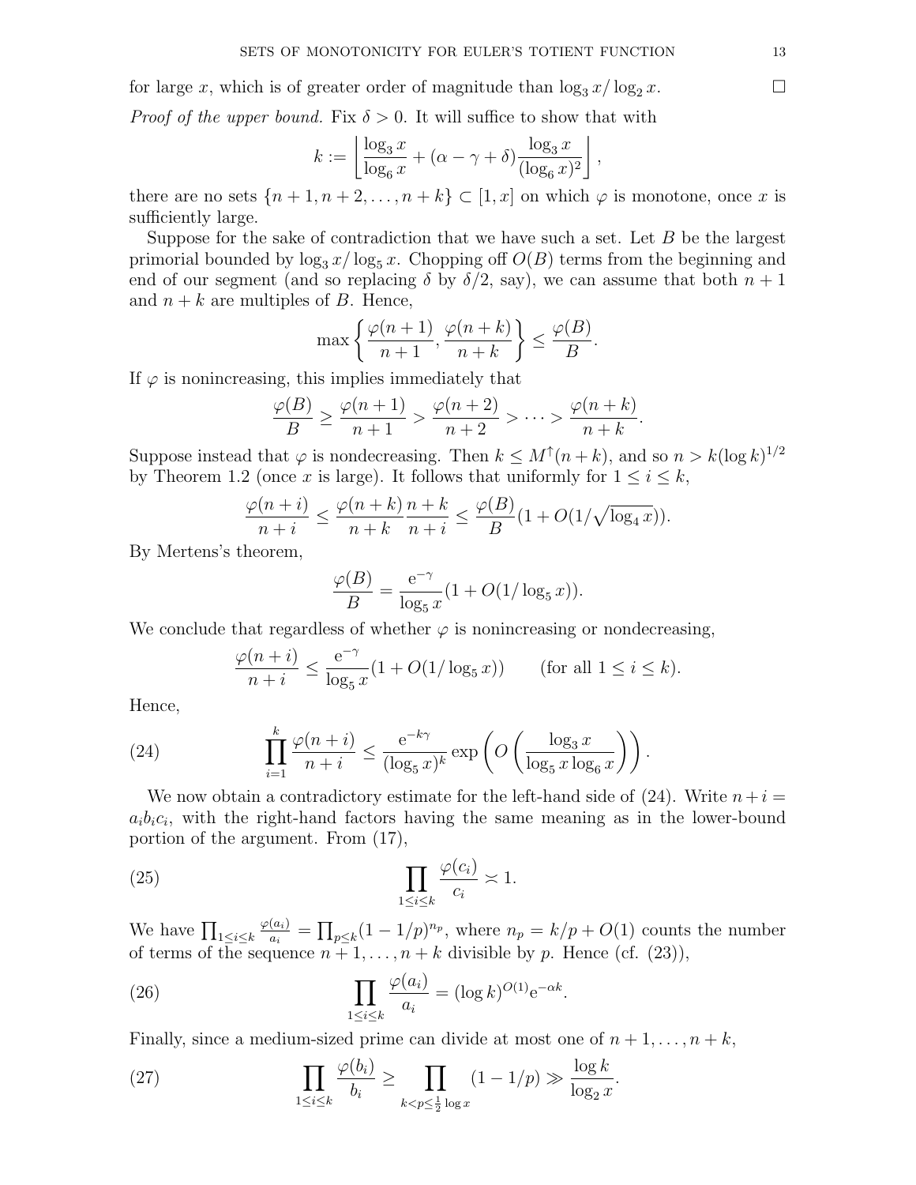for large $x$, which is of greater order of magnitude than $\log_3 x/\log_2 x$. $\square$

*Proof of the upper bound.* Fix $\delta > 0$. It will suffice to show that with

$$k := \left\lfloor \frac{\log_3 x}{\log_6 x} + (\alpha - \gamma + \delta)\frac{\log_3 x}{(\log_6 x)^2} \right\rfloor,$$

there are no sets $\{n+1, n+2, \dots, n+k\} \subset [1, x]$ on which $\varphi$ is monotone, once $x$ is sufficiently large.

Suppose for the sake of contradiction that we have such a set. Let $B$ be the largest primorial bounded by $\log_3 x/\log_5 x$. Chopping off $O(B)$ terms from the beginning and end of our segment (and so replacing $\delta$ by $\delta/2$, say), we can assume that both $n+1$ and $n+k$ are multiples of $B$. Hence,

$$\max\left\{\frac{\varphi(n+1)}{n+1}, \frac{\varphi(n+k)}{n+k}\right\} \le \frac{\varphi(B)}{B}.$$

If $\varphi$ is nonincreasing, this implies immediately that

$$\frac{\varphi(B)}{B} \ge \frac{\varphi(n+1)}{n+1} > \frac{\varphi(n+2)}{n+2} > \cdots > \frac{\varphi(n+k)}{n+k}.$$

Suppose instead that $\varphi$ is nondecreasing. Then $k \le M^{\uparrow}(n+k)$, and so $n > k(\log k)^{1/2}$ by Theorem 1.2 (once $x$ is large). It follows that uniformly for $1 \le i \le k$,

$$\frac{\varphi(n+i)}{n+i} \le \frac{\varphi(n+k)}{n+k}\frac{n+k}{n+i} \le \frac{\varphi(B)}{B}(1 + O(1/\sqrt{\log_4 x})).$$

By Mertens's theorem,

$$\frac{\varphi(B)}{B} = \frac{\mathrm{e}^{-\gamma}}{\log_5 x}(1 + O(1/\log_5 x)).$$

We conclude that regardless of whether $\varphi$ is nonincreasing or nondecreasing,

$$\frac{\varphi(n+i)}{n+i} \le \frac{\mathrm{e}^{-\gamma}}{\log_5 x}(1 + O(1/\log_5 x)) \qquad \text{(for all } 1 \le i \le k).$$

Hence,

$$\prod_{i=1}^{k} \frac{\varphi(n+i)}{n+i} \le \frac{\mathrm{e}^{-k\gamma}}{(\log_5 x)^k} \exp\left(O\left(\frac{\log_3 x}{\log_5 x \log_6 x}\right)\right). \tag{24}$$

We now obtain a contradictory estimate for the left-hand side of (24). Write $n+i = a_i b_i c_i$, with the right-hand factors having the same meaning as in the lower-bound portion of the argument. From (17),

$$\prod_{1\le i\le k} \frac{\varphi(c_i)}{c_i} \asymp 1. \tag{25}$$

We have $\prod_{1\le i\le k} \frac{\varphi(a_i)}{a_i} = \prod_{p\le k}(1 - 1/p)^{n_p}$, where $n_p = k/p + O(1)$ counts the number of terms of the sequence $n+1, \dots, n+k$ divisible by $p$. Hence (cf. (23)),

$$\prod_{1\le i\le k} \frac{\varphi(a_i)}{a_i} = (\log k)^{O(1)}\mathrm{e}^{-\alpha k}. \tag{26}$$

Finally, since a medium-sized prime can divide at most one of $n+1, \dots, n+k$,

$$\prod_{1\le i\le k} \frac{\varphi(b_i)}{b_i} \ge \prod_{k<p\le \frac{1}{2}\log x} (1 - 1/p) \gg \frac{\log k}{\log_2 x}. \tag{27}$$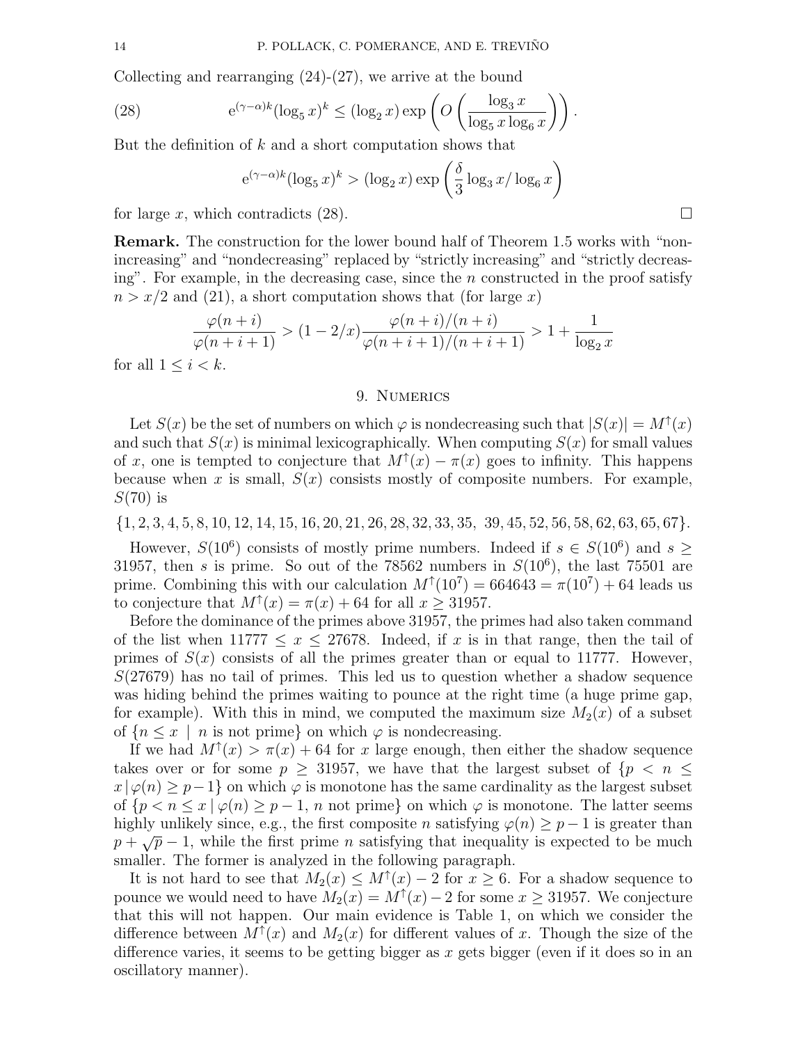Collecting and rearranging (24)-(27), we arrive at the bound

$$\mathrm{e}^{(\gamma-\alpha)k}(\log_5 x)^k \leq (\log_2 x)\exp\left(O\left(\frac{\log_3 x}{\log_5 x \log_6 x}\right)\right). \tag{28}$$

But the definition of $k$ and a short computation shows that

$$\mathrm{e}^{(\gamma-\alpha)k}(\log_5 x)^k > (\log_2 x)\exp\left(\frac{\delta}{3}\log_3 x/\log_6 x\right)$$

for large $x$, which contradicts (28). □

**Remark.** The construction for the lower bound half of Theorem 1.5 works with "nonincreasing" and "nondecreasing" replaced by "strictly increasing" and "strictly decreasing". For example, in the decreasing case, since the $n$ constructed in the proof satisfy $n > x/2$ and (21), a short computation shows that (for large $x$)

$$\frac{\varphi(n+i)}{\varphi(n+i+1)} > (1-2/x)\frac{\varphi(n+i)/(n+i)}{\varphi(n+i+1)/(n+i+1)} > 1 + \frac{1}{\log_2 x}$$

for all $1 \leq i < k$.

## 9. Numerics

Let $S(x)$ be the set of numbers on which $\varphi$ is nondecreasing such that $|S(x)| = M^{\uparrow}(x)$ and such that $S(x)$ is minimal lexicographically. When computing $S(x)$ for small values of $x$, one is tempted to conjecture that $M^{\uparrow}(x) - \pi(x)$ goes to infinity. This happens because when $x$ is small, $S(x)$ consists mostly of composite numbers. For example, $S(70)$ is

$$\{1, 2, 3, 4, 5, 8, 10, 12, 14, 15, 16, 20, 21, 26, 28, 32, 33, 35, 39, 45, 52, 56, 58, 62, 63, 65, 67\}.$$

However, $S(10^6)$ consists of mostly prime numbers. Indeed if $s \in S(10^6)$ and $s \geq 31957$, then $s$ is prime. So out of the 78562 numbers in $S(10^6)$, the last 75501 are prime. Combining this with our calculation $M^{\uparrow}(10^7) = 664643 = \pi(10^7) + 64$ leads us to conjecture that $M^{\uparrow}(x) = \pi(x) + 64$ for all $x \geq 31957$.

Before the dominance of the primes above 31957, the primes had also taken command of the list when $11777 \leq x \leq 27678$. Indeed, if $x$ is in that range, then the tail of primes of $S(x)$ consists of all the primes greater than or equal to 11777. However, $S(27679)$ has no tail of primes. This led us to question whether a shadow sequence was hiding behind the primes waiting to pounce at the right time (a huge prime gap, for example). With this in mind, we computed the maximum size $M_2(x)$ of a subset of $\{n \leq x \mid n \text{ is not prime}\}$ on which $\varphi$ is nondecreasing.

If we had $M^{\uparrow}(x) > \pi(x) + 64$ for $x$ large enough, then either the shadow sequence takes over or for some $p \geq 31957$, we have that the largest subset of $\{p < n \leq x \,|\, \varphi(n) \geq p-1\}$ on which $\varphi$ is monotone has the same cardinality as the largest subset of $\{p < n \leq x \,|\, \varphi(n) \geq p-1,\ n \text{ not prime}\}$ on which $\varphi$ is monotone. The latter seems highly unlikely since, e.g., the first composite $n$ satisfying $\varphi(n) \geq p-1$ is greater than $p + \sqrt{p} - 1$, while the first prime $n$ satisfying that inequality is expected to be much smaller. The former is analyzed in the following paragraph.

It is not hard to see that $M_2(x) \leq M^{\uparrow}(x) - 2$ for $x \geq 6$. For a shadow sequence to pounce we would need to have $M_2(x) = M^{\uparrow}(x) - 2$ for some $x \geq 31957$. We conjecture that this will not happen. Our main evidence is Table 1, on which we consider the difference between $M^{\uparrow}(x)$ and $M_2(x)$ for different values of $x$. Though the size of the difference varies, it seems to be getting bigger as $x$ gets bigger (even if it does so in an oscillatory manner).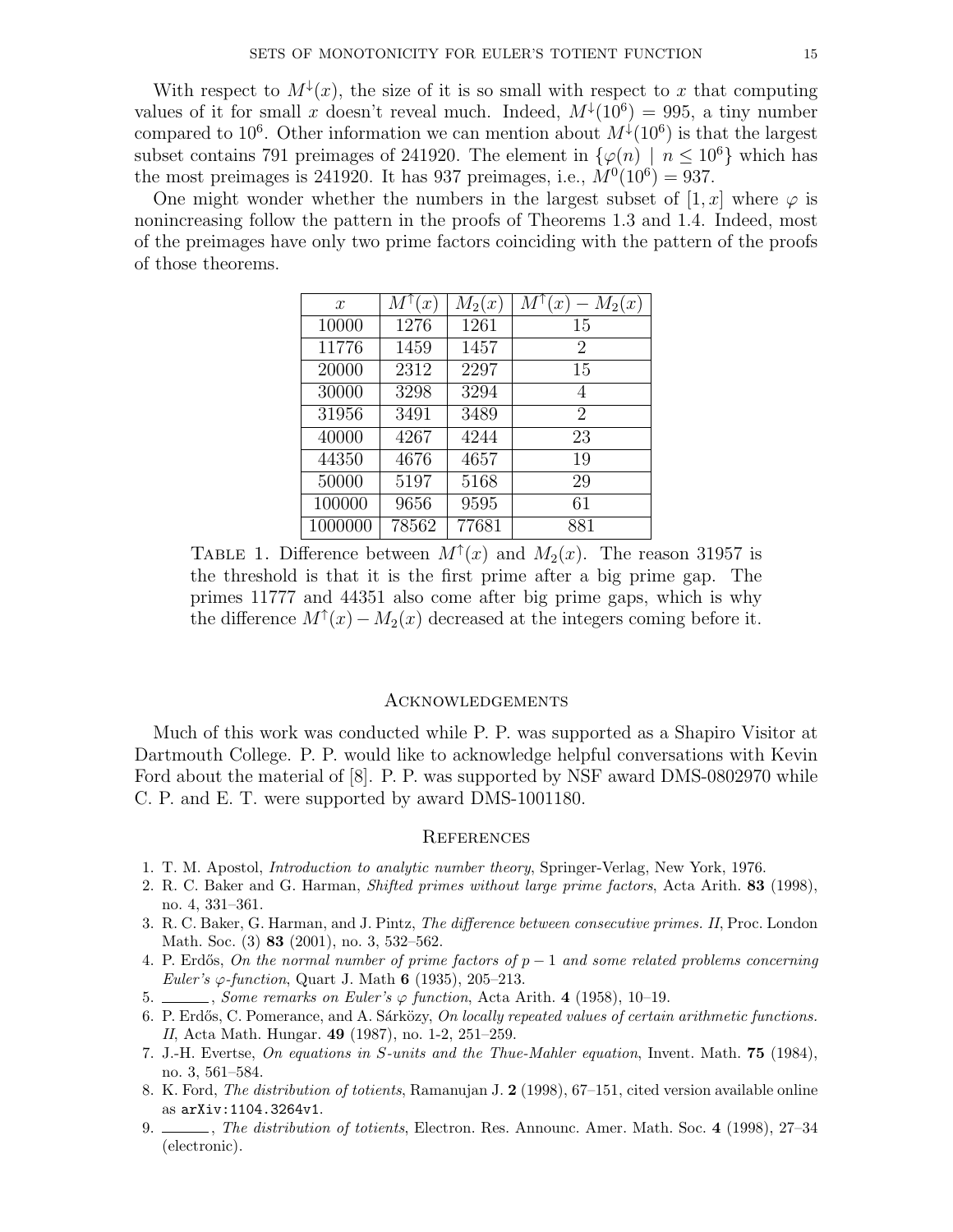With respect to $M^{\downarrow}(x)$, the size of it is so small with respect to $x$ that computing values of it for small $x$ doesn't reveal much. Indeed, $M^{\downarrow}(10^6) = 995$, a tiny number compared to $10^6$. Other information we can mention about $M^{\downarrow}(10^6)$ is that the largest subset contains 791 preimages of 241920. The element in $\{\varphi(n) \mid n \leq 10^6\}$ which has the most preimages is 241920. It has 937 preimages, i.e., $M^0(10^6) = 937$.

One might wonder whether the numbers in the largest subset of $[1, x]$ where $\varphi$ is nonincreasing follow the pattern in the proofs of Theorems 1.3 and 1.4. Indeed, most of the preimages have only two prime factors coinciding with the pattern of the proofs of those theorems.

| $x$ | $M^{\uparrow}(x)$ | $M_2(x)$ | $M^{\uparrow}(x) - M_2(x)$ |
|---|---|---|---|
| 10000 | 1276 | 1261 | 15 |
| 11776 | 1459 | 1457 | 2 |
| 20000 | 2312 | 2297 | 15 |
| 30000 | 3298 | 3294 | 4 |
| 31956 | 3491 | 3489 | 2 |
| 40000 | 4267 | 4244 | 23 |
| 44350 | 4676 | 4657 | 19 |
| 50000 | 5197 | 5168 | 29 |
| 100000 | 9656 | 9595 | 61 |
| 1000000 | 78562 | 77681 | 881 |

Table 1. Difference between $M^{\uparrow}(x)$ and $M_2(x)$. The reason 31957 is the threshold is that it is the first prime after a big prime gap. The primes 11777 and 44351 also come after big prime gaps, which is why the difference $M^{\uparrow}(x) - M_2(x)$ decreased at the integers coming before it.

## Acknowledgements

Much of this work was conducted while P. P. was supported as a Shapiro Visitor at Dartmouth College. P. P. would like to acknowledge helpful conversations with Kevin Ford about the material of [8]. P. P. was supported by NSF award DMS-0802970 while C. P. and E. T. were supported by award DMS-1001180.

## References

1. T. M. Apostol, *Introduction to analytic number theory*, Springer-Verlag, New York, 1976.
2. R. C. Baker and G. Harman, *Shifted primes without large prime factors*, Acta Arith. **83** (1998), no. 4, 331–361.
3. R. C. Baker, G. Harman, and J. Pintz, *The difference between consecutive primes. II*, Proc. London Math. Soc. (3) **83** (2001), no. 3, 532–562.
4. P. Erdős, *On the normal number of prime factors of $p-1$ and some related problems concerning Euler's $\varphi$-function*, Quart J. Math **6** (1935), 205–213.
5. ______, *Some remarks on Euler's $\varphi$ function*, Acta Arith. **4** (1958), 10–19.
6. P. Erdős, C. Pomerance, and A. Sárközy, *On locally repeated values of certain arithmetic functions. II*, Acta Math. Hungar. **49** (1987), no. 1-2, 251–259.
7. J.-H. Evertse, *On equations in S-units and the Thue-Mahler equation*, Invent. Math. **75** (1984), no. 3, 561–584.
8. K. Ford, *The distribution of totients*, Ramanujan J. **2** (1998), 67–151, cited version available online as `arXiv:1104.3264v1`.
9. ______, *The distribution of totients*, Electron. Res. Announc. Amer. Math. Soc. **4** (1998), 27–34 (electronic).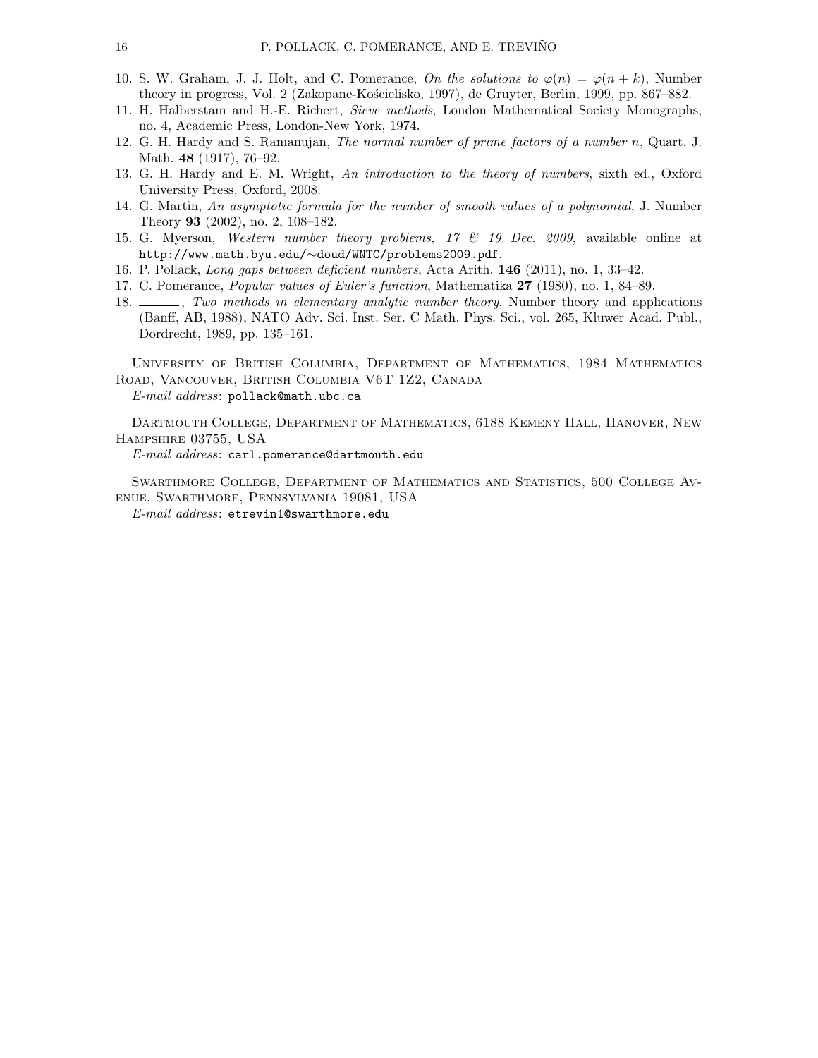10. S. W. Graham, J. J. Holt, and C. Pomerance, *On the solutions to $\varphi(n) = \varphi(n+k)$*, Number theory in progress, Vol. 2 (Zakopane-Kościelisko, 1997), de Gruyter, Berlin, 1999, pp. 867–882.
11. H. Halberstam and H.-E. Richert, *Sieve methods*, London Mathematical Society Monographs, no. 4, Academic Press, London-New York, 1974.
12. G. H. Hardy and S. Ramanujan, *The normal number of prime factors of a number n*, Quart. J. Math. **48** (1917), 76–92.
13. G. H. Hardy and E. M. Wright, *An introduction to the theory of numbers*, sixth ed., Oxford University Press, Oxford, 2008.
14. G. Martin, *An asymptotic formula for the number of smooth values of a polynomial*, J. Number Theory **93** (2002), no. 2, 108–182.
15. G. Myerson, *Western number theory problems, 17 & 19 Dec. 2009*, available online at `http://www.math.byu.edu/∼doud/WNTC/problems2009.pdf`.
16. P. Pollack, *Long gaps between deficient numbers*, Acta Arith. **146** (2011), no. 1, 33–42.
17. C. Pomerance, *Popular values of Euler's function*, Mathematika **27** (1980), no. 1, 84–89.
18. ———, *Two methods in elementary analytic number theory*, Number theory and applications (Banff, AB, 1988), NATO Adv. Sci. Inst. Ser. C Math. Phys. Sci., vol. 265, Kluwer Acad. Publ., Dordrecht, 1989, pp. 135–161.

University of British Columbia, Department of Mathematics, 1984 Mathematics Road, Vancouver, British Columbia V6T 1Z2, Canada
*E-mail address*: `pollack@math.ubc.ca`

Dartmouth College, Department of Mathematics, 6188 Kemeny Hall, Hanover, New Hampshire 03755, USA
*E-mail address*: `carl.pomerance@dartmouth.edu`

Swarthmore College, Department of Mathematics and Statistics, 500 College Avenue, Swarthmore, Pennsylvania 19081, USA
*E-mail address*: `etrevin1@swarthmore.edu`